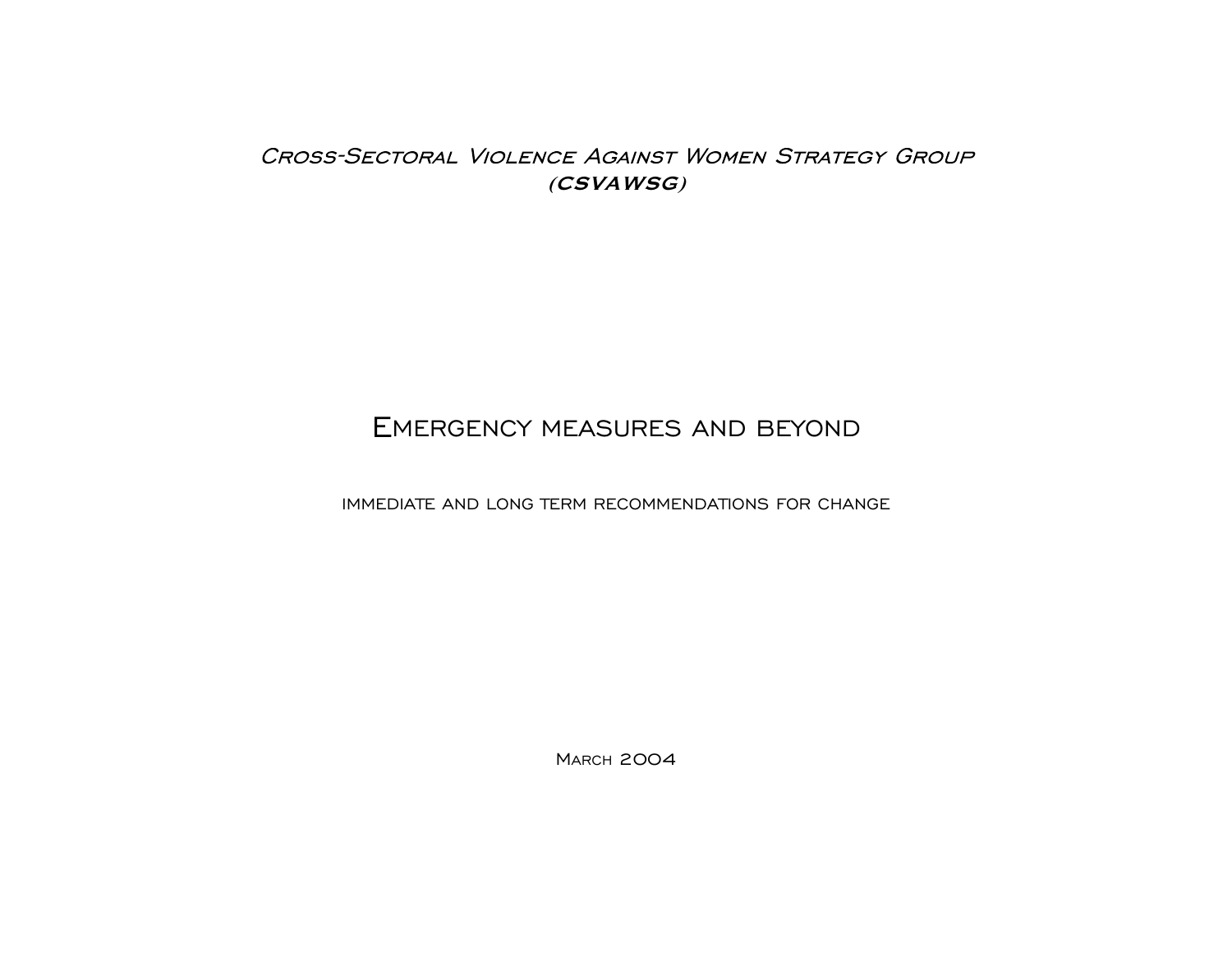*Cross-Sectoral Violence Against Women Strategy Group*
***(CSVAWSG)***

# Emergency measures and beyond

immediate and long term recommendations for change

March 2004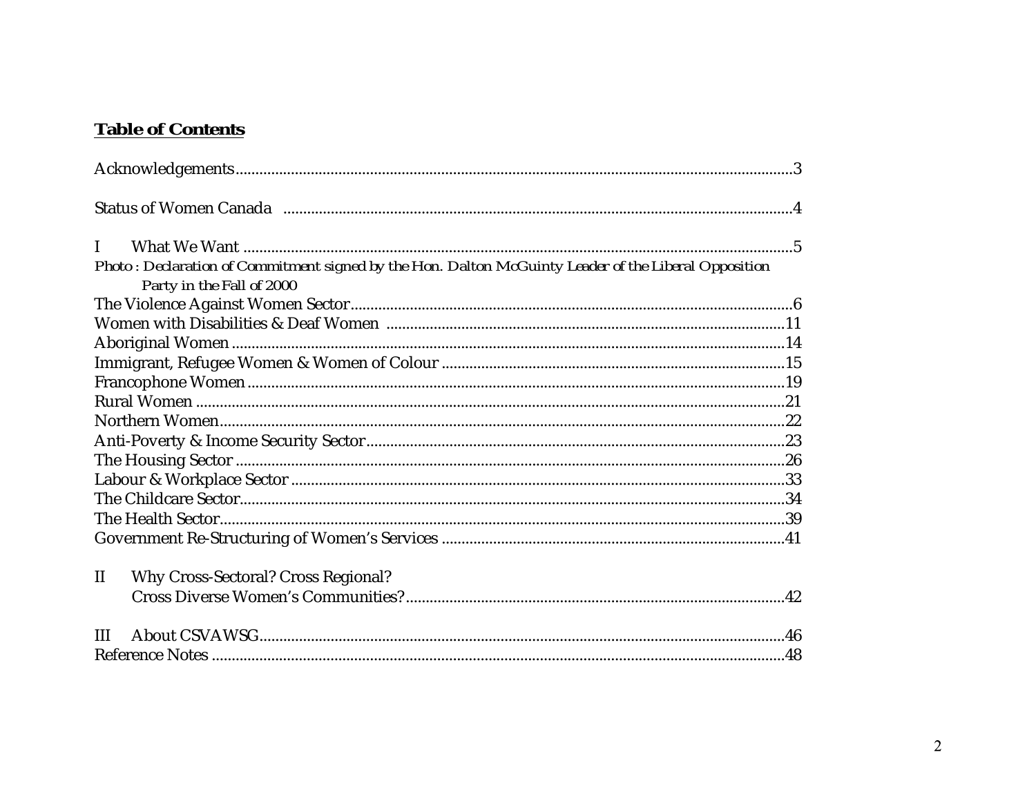## **Table of Contents**

Acknowledgements........................................................................................................................................3

Status of Women Canada ........................................................................................................................4

I What We Want ........................................................................................................................................5

*Photo : Declaration of Commitment signed by the Hon. Dalton McGuinty Leader of the Liberal Opposition Party in the Fall of 2000*

The Violence Against Women Sector..............................................................................................6

Women with Disabilities & Deaf Women ....................................................................................11

Aboriginal Women ..........................................................................................................................14

Immigrant, Refugee Women & Women of Colour .......................................................................15

Francophone Women ......................................................................................................................19

Rural Women ..................................................................................................................................21

Northern Women.............................................................................................................................22

Anti-Poverty & Income Security Sector.........................................................................................23

The Housing Sector .........................................................................................................................26

Labour & Workplace Sector ............................................................................................................33

The Childcare Sector.......................................................................................................................34

The Health Sector............................................................................................................................39

Government Re-Structuring of Women's Services .......................................................................41

II Why Cross-Sectoral? Cross Regional? Cross Diverse Women's Communities?...............................................................................42

III About CSVAWSG......................................................................................................................46

Reference Notes ...............................................................................................................................48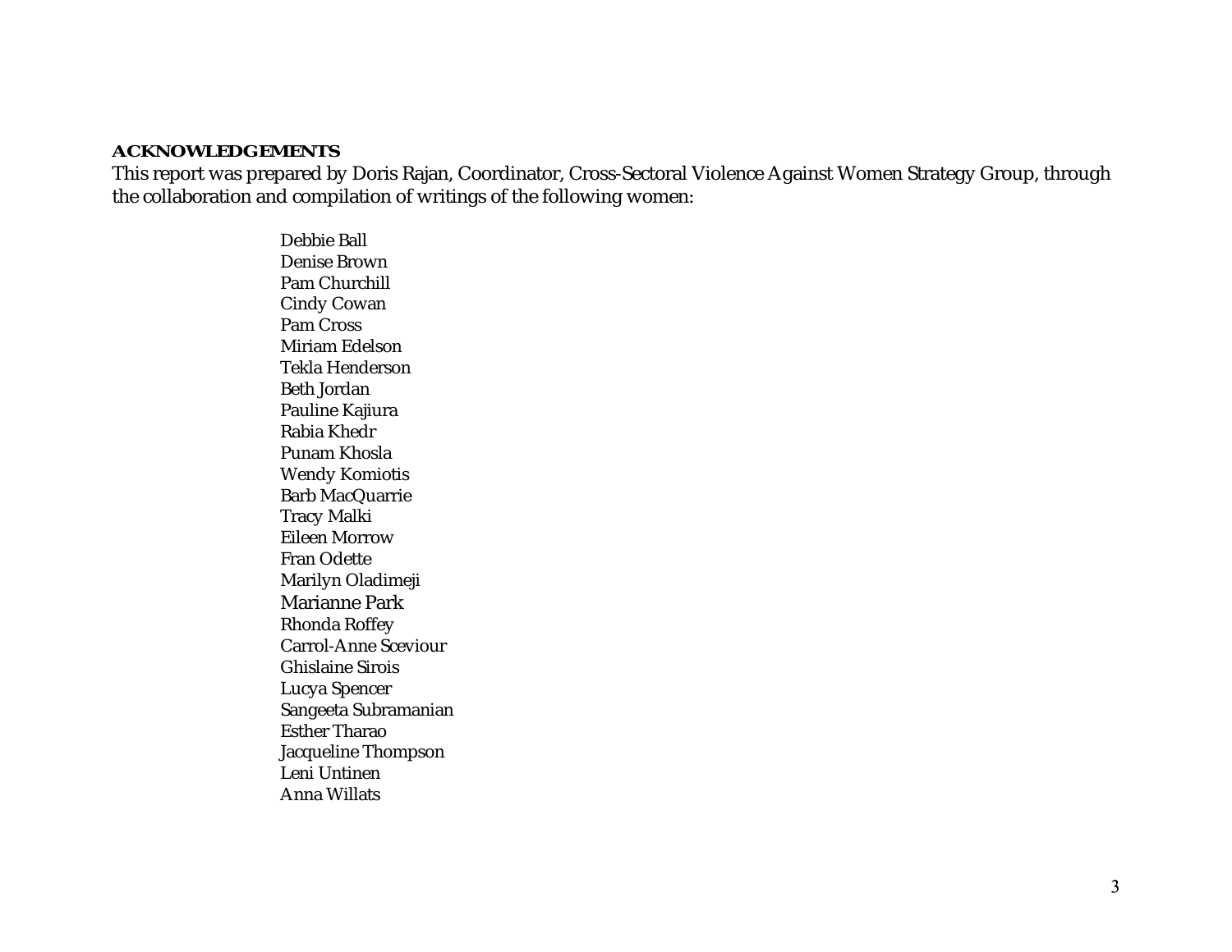**ACKNOWLEDGEMENTS**

This report was prepared by Doris Rajan, Coordinator, Cross-Sectoral Violence Against Women Strategy Group, through the collaboration and compilation of writings of the following women:

Debbie Ball  
Denise Brown  
Pam Churchill  
Cindy Cowan  
Pam Cross  
Miriam Edelson  
Tekla Henderson  
Beth Jordan  
Pauline Kajiura  
Rabia Khedr  
Punam Khosla  
Wendy Komiotis  
Barb MacQuarrie  
Tracy Malki  
Eileen Morrow  
Fran Odette  
Marilyn Oladimeji  
Marianne Park  
Rhonda Roffey  
Carrol-Anne Sceviour  
Ghislaine Sirois  
Lucya Spencer  
Sangeeta Subramanian  
Esther Tharao  
Jacqueline Thompson  
Leni Untinen  
Anna Willats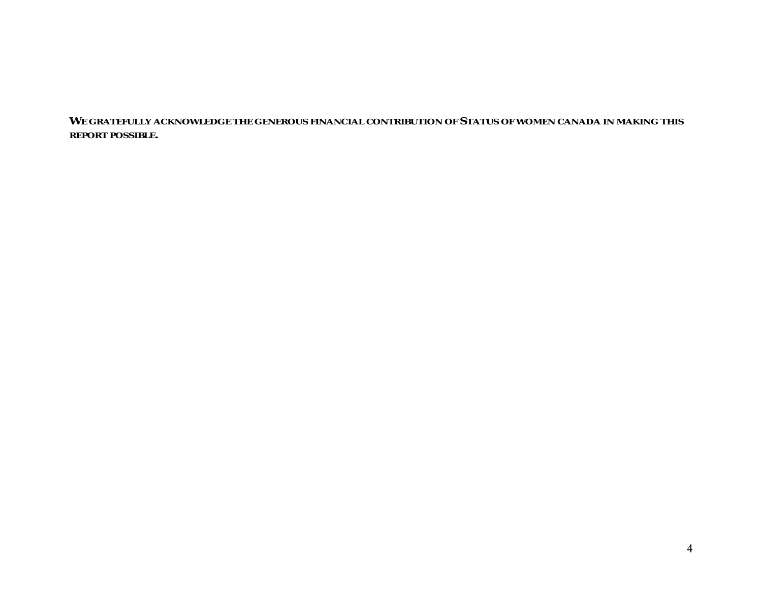**WE GRATEFULLY ACKNOWLEDGE THE GENEROUS FINANCIAL CONTRIBUTION OF STATUS OF WOMEN CANADA IN MAKING THIS REPORT POSSIBLE.**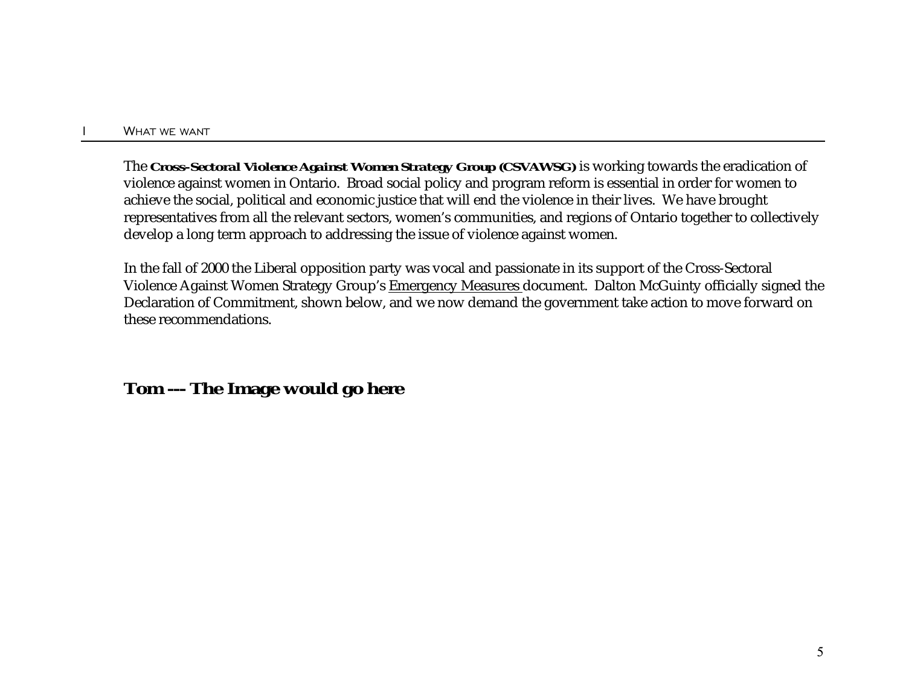# I What we want

The **Cross-Sectoral Violence Against Women Strategy Group (CSVAWSG)** is working towards the eradication of violence against women in Ontario. Broad social policy and program reform is essential in order for women to achieve the social, political and economic justice that will end the violence in their lives. We have brought representatives from all the relevant sectors, women's communities, and regions of Ontario together to collectively develop a long term approach to addressing the issue of violence against women.

In the fall of 2000 the Liberal opposition party was vocal and passionate in its support of the Cross-Sectoral Violence Against Women Strategy Group's Emergency Measures document. Dalton McGuinty officially signed the Declaration of Commitment, shown below, and we now demand the government take action to move forward on these recommendations.

***Tom --- The Image would go here***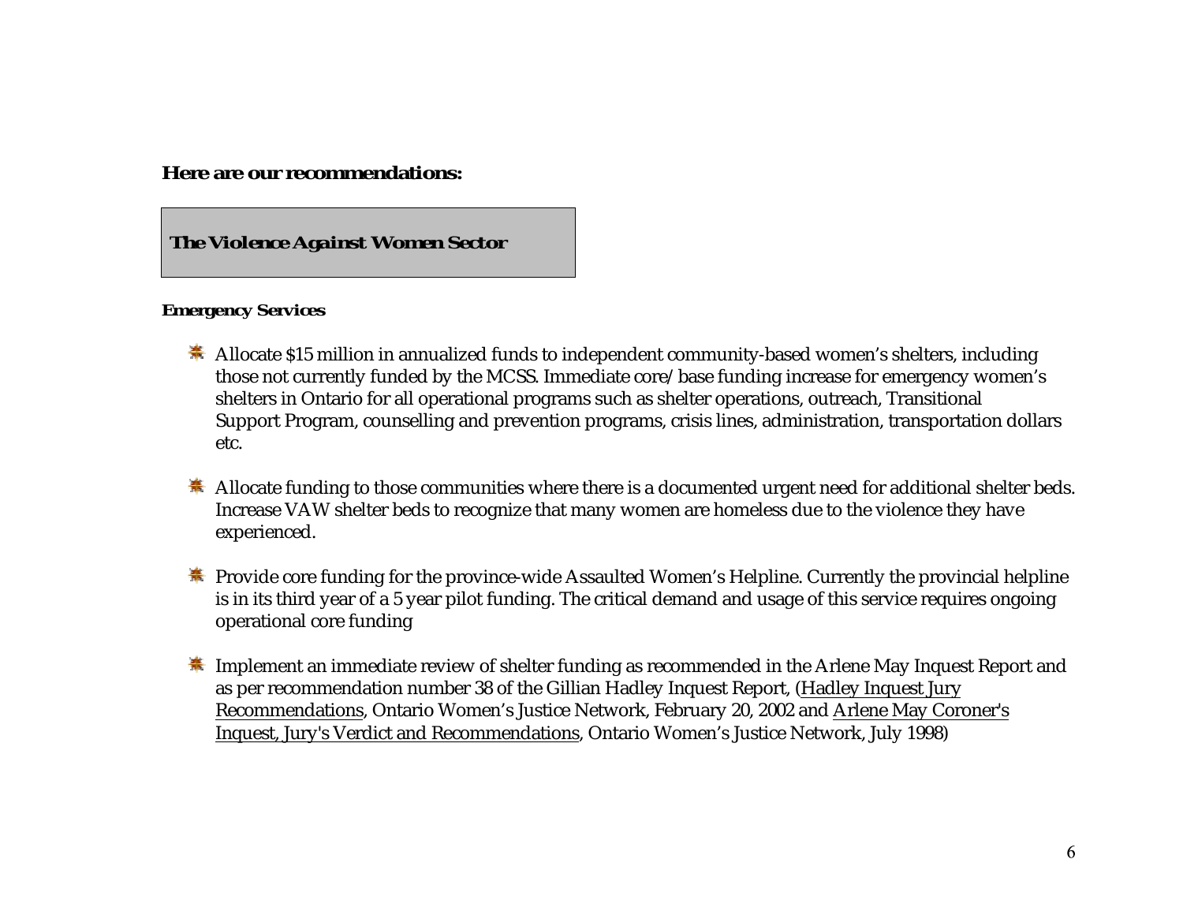**Here are our recommendations:**

## *The Violence Against Women Sector*

**Emergency Services**

- Allocate $15 million in annualized funds to independent community-based women's shelters, including those not currently funded by the MCSS. Immediate core/base funding increase for emergency women's shelters in Ontario for all operational programs such as shelter operations, outreach, Transitional Support Program, counselling and prevention programs, crisis lines, administration, transportation dollars etc.

- Allocate funding to those communities where there is a documented urgent need for additional shelter beds. Increase VAW shelter beds to recognize that many women are homeless due to the violence they have experienced.

- Provide core funding for the province-wide Assaulted Women's Helpline. Currently the provincial helpline is in its third year of a 5 year pilot funding. The critical demand and usage of this service requires ongoing operational core funding

- Implement an immediate review of shelter funding as recommended in the Arlene May Inquest Report and as per recommendation number 38 of the Gillian Hadley Inquest Report, (Hadley Inquest Jury Recommendations, Ontario Women's Justice Network, February 20, 2002 and Arlene May Coroner's Inquest, Jury's Verdict and Recommendations, Ontario Women's Justice Network, July 1998)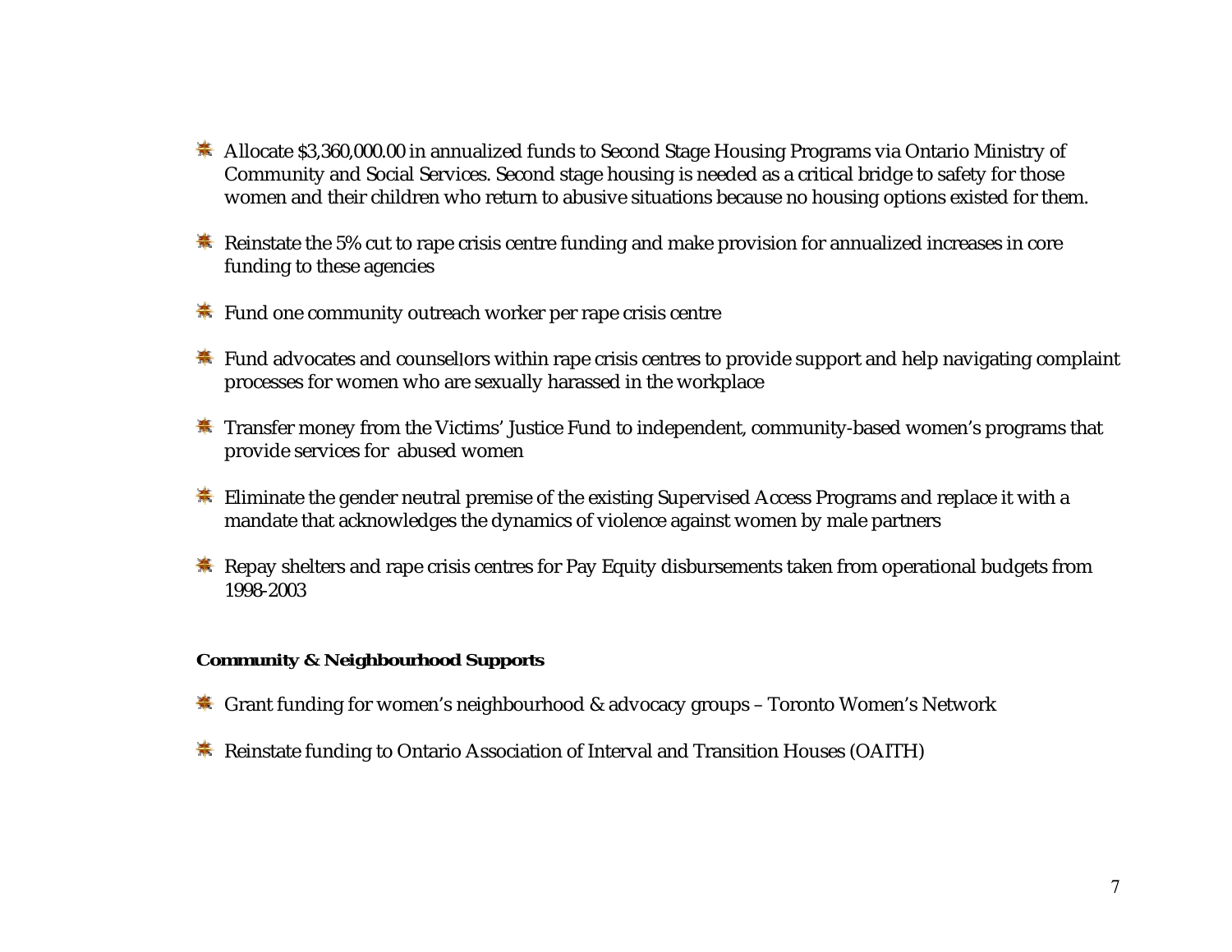- Allocate $3,360,000.00 in annualized funds to Second Stage Housing Programs via Ontario Ministry of Community and Social Services. Second stage housing is needed as a critical bridge to safety for those women and their children who return to abusive situations because no housing options existed for them.

- Reinstate the 5% cut to rape crisis centre funding and make provision for annualized increases in core funding to these agencies

- Fund one community outreach worker per rape crisis centre

- Fund advocates and counselllors within rape crisis centres to provide support and help navigating complaint processes for women who are sexually harassed in the workplace

- Transfer money from the Victims' Justice Fund to independent, community-based women's programs that provide services for abused women

- Eliminate the gender neutral premise of the existing Supervised Access Programs and replace it with a mandate that acknowledges the dynamics of violence against women by male partners

- Repay shelters and rape crisis centres for Pay Equity disbursements taken from operational budgets from 1998-2003

**Community & Neighbourhood Supports**

- Grant funding for women's neighbourhood & advocacy groups – Toronto Women's Network

- Reinstate funding to Ontario Association of Interval and Transition Houses (OAITH)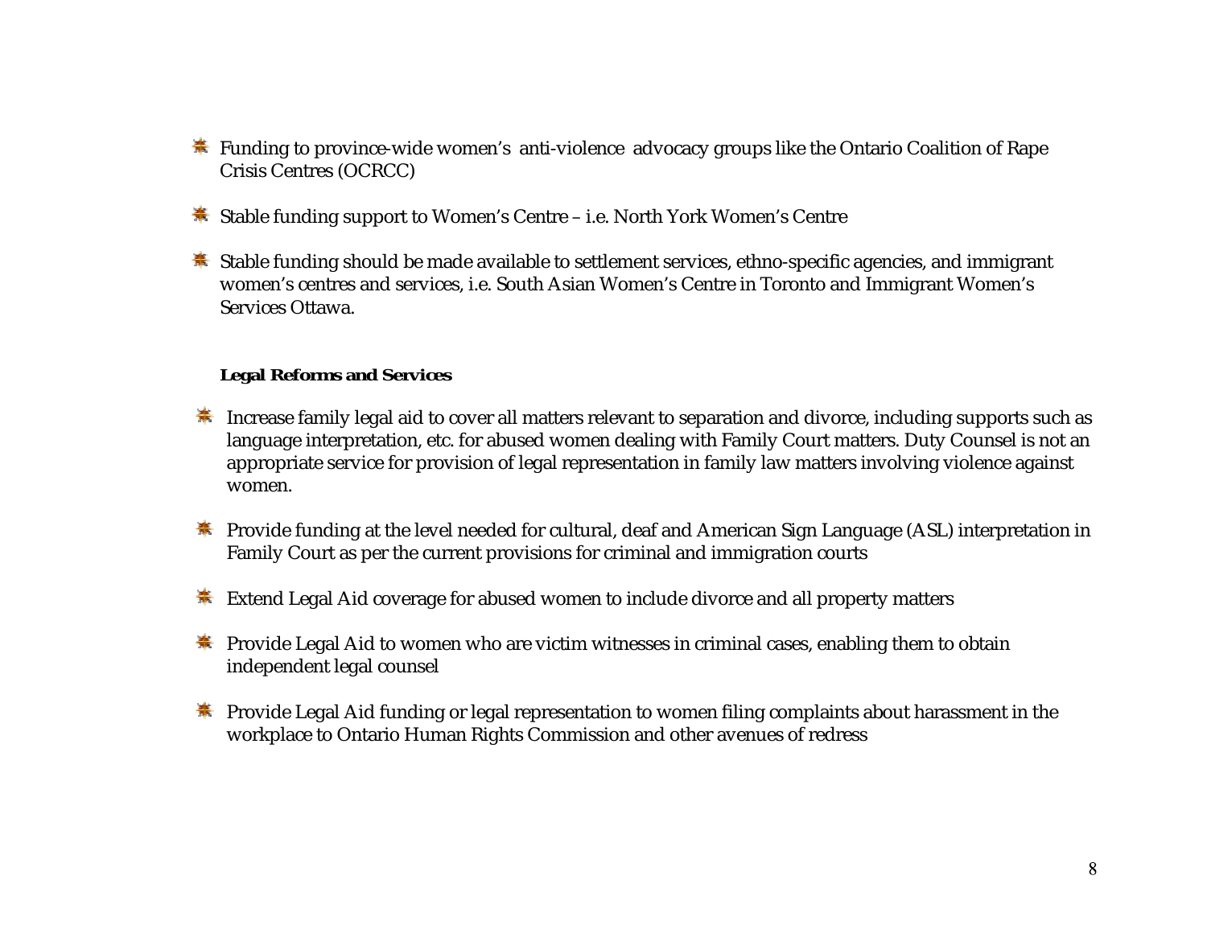- Funding to province-wide women's anti-violence advocacy groups like the Ontario Coalition of Rape Crisis Centres (OCRCC)

- Stable funding support to Women's Centre – i.e. North York Women's Centre

- Stable funding should be made available to settlement services, ethno-specific agencies, and immigrant women's centres and services, i.e. South Asian Women's Centre in Toronto and Immigrant Women's Services Ottawa.

**Legal Reforms and Services**

- Increase family legal aid to cover all matters relevant to separation and divorce, including supports such as language interpretation, etc. for abused women dealing with Family Court matters. Duty Counsel is not an appropriate service for provision of legal representation in family law matters involving violence against women.

- Provide funding at the level needed for cultural, deaf and American Sign Language (ASL) interpretation in Family Court as per the current provisions for criminal and immigration courts

- Extend Legal Aid coverage for abused women to include divorce and all property matters

- Provide Legal Aid to women who are victim witnesses in criminal cases, enabling them to obtain independent legal counsel

- Provide Legal Aid funding or legal representation to women filing complaints about harassment in the workplace to Ontario Human Rights Commission and other avenues of redress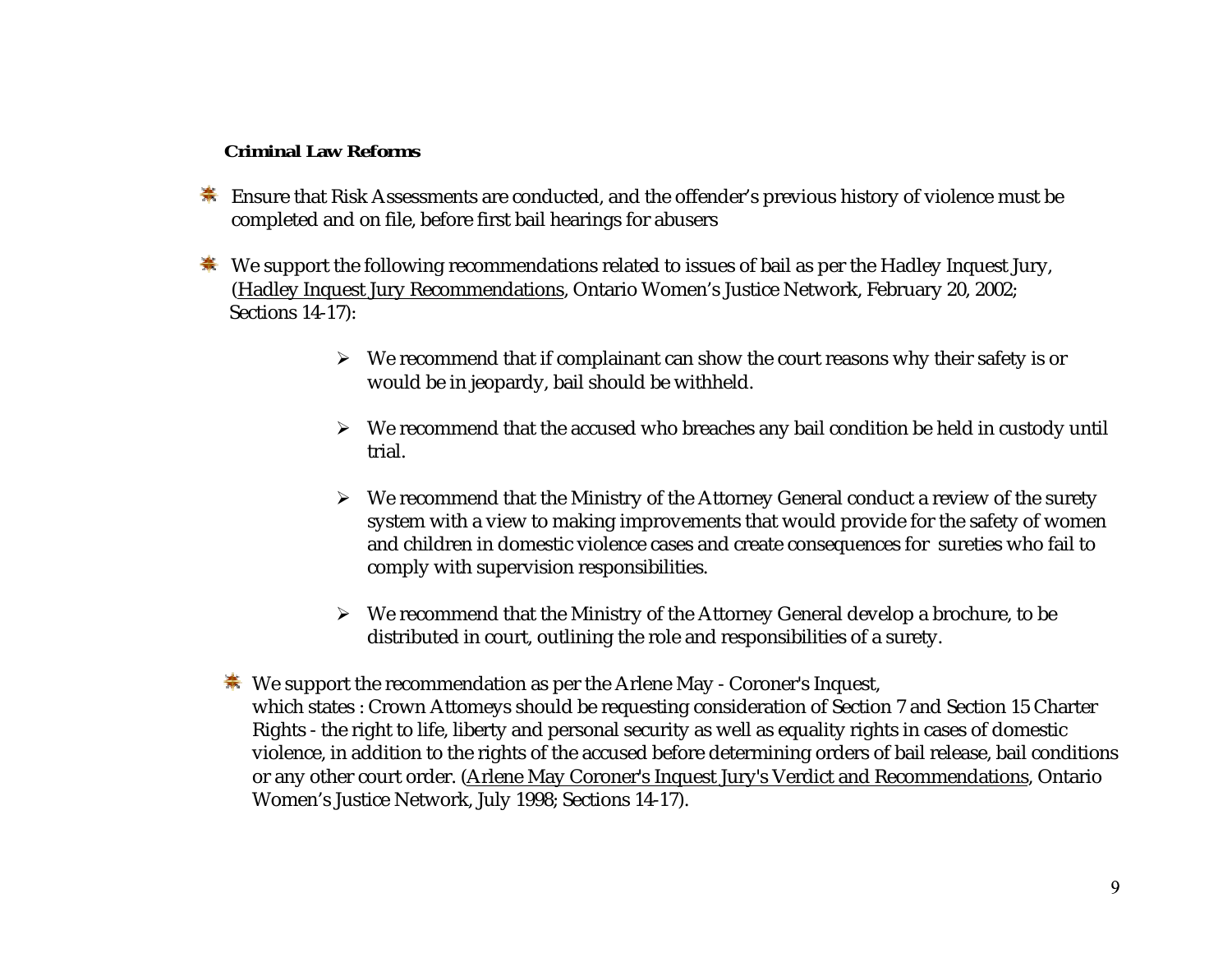**Criminal Law Reforms**

- Ensure that Risk Assessments are conducted, and the offender's previous history of violence must be completed and on file, before first bail hearings for abusers

- We support the following recommendations related to issues of bail as per the Hadley Inquest Jury, (Hadley Inquest Jury Recommendations, Ontario Women's Justice Network, February 20, 2002; Sections 14-17):

  - We recommend that if complainant can show the court reasons why their safety is or would be in jeopardy, bail should be withheld.

  - We recommend that the accused who breaches any bail condition be held in custody until trial.

  - We recommend that the Ministry of the Attorney General conduct a review of the surety system with a view to making improvements that would provide for the safety of women and children in domestic violence cases and create consequences for sureties who fail to comply with supervision responsibilities.

  - We recommend that the Ministry of the Attorney General develop a brochure, to be distributed in court, outlining the role and responsibilities of a surety.

- We support the recommendation as per the Arlene May - Coroner's Inquest, which states : Crown Attorneys should be requesting consideration of Section 7 and Section 15 Charter Rights - the right to life, liberty and personal security as well as equality rights in cases of domestic violence, in addition to the rights of the accused before determining orders of bail release, bail conditions or any other court order. (Arlene May Coroner's Inquest Jury's Verdict and Recommendations, Ontario Women's Justice Network, July 1998; Sections 14-17).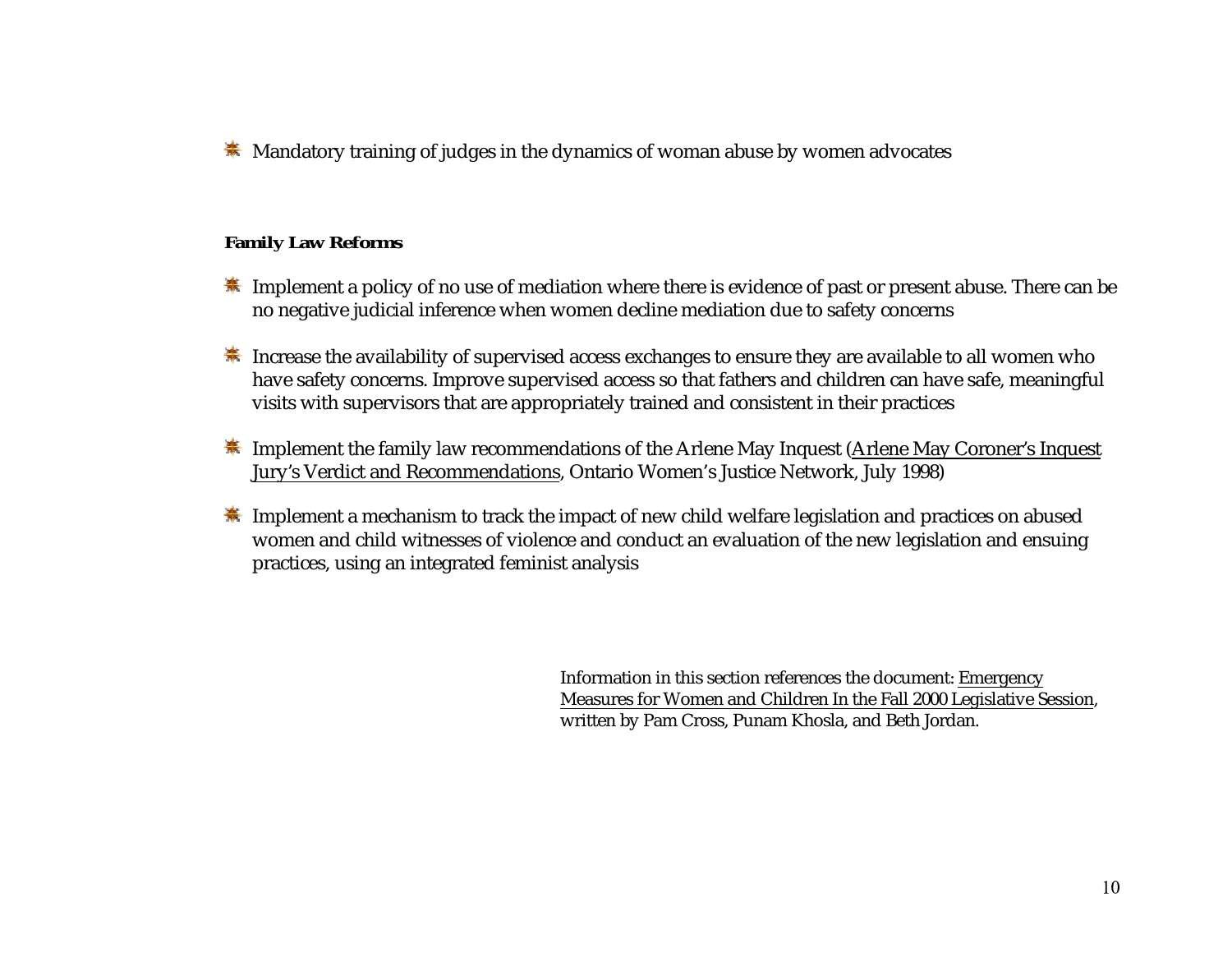- Mandatory training of judges in the dynamics of woman abuse by women advocates

**Family Law Reforms**

- Implement a policy of no use of mediation where there is evidence of past or present abuse. There can be no negative judicial inference when women decline mediation due to safety concerns

- Increase the availability of supervised access exchanges to ensure they are available to all women who have safety concerns. Improve supervised access so that fathers and children can have safe, meaningful visits with supervisors that are appropriately trained and consistent in their practices

- Implement the family law recommendations of the Arlene May Inquest (Arlene May Coroner's Inquest Jury's Verdict and Recommendations, Ontario Women's Justice Network, July 1998)

- Implement a mechanism to track the impact of new child welfare legislation and practices on abused women and child witnesses of violence and conduct an evaluation of the new legislation and ensuing practices, using an integrated feminist analysis

Information in this section references the document: Emergency Measures for Women and Children In the Fall 2000 Legislative Session, written by Pam Cross, Punam Khosla, and Beth Jordan.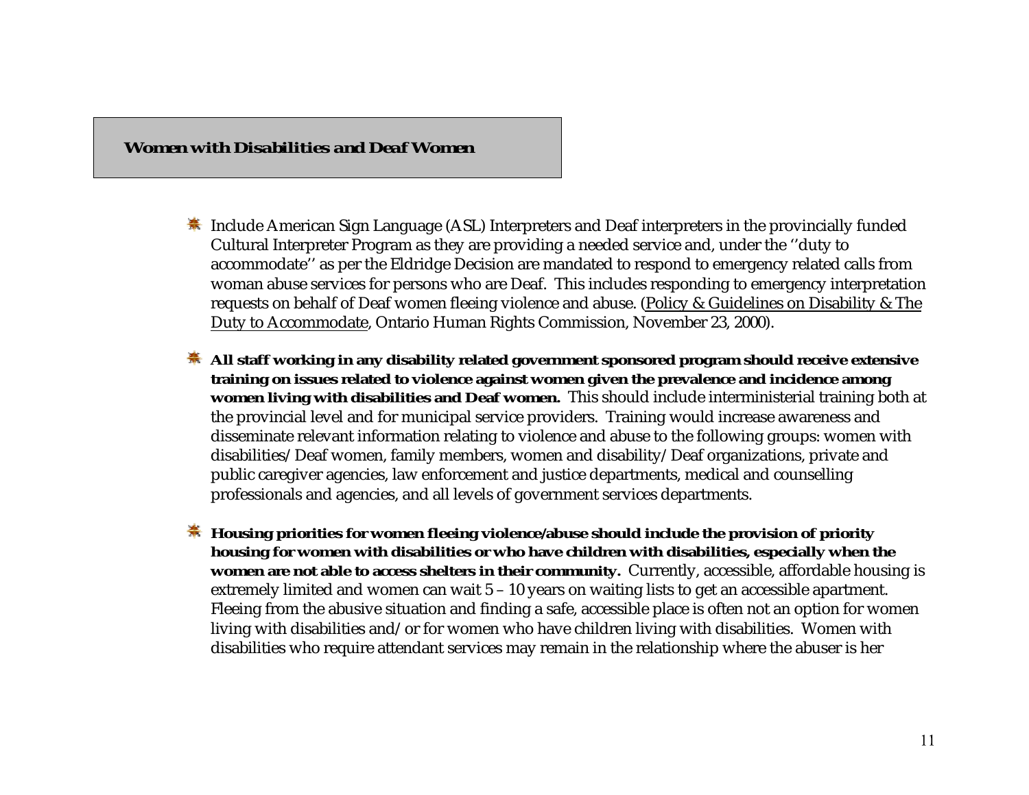## ***Women with Disabilities and Deaf Women***

- Include American Sign Language (ASL) Interpreters and Deaf interpreters in the provincially funded Cultural Interpreter Program as they are providing a needed service and, under the ''duty to accommodate'' as per the Eldridge Decision are mandated to respond to emergency related calls from woman abuse services for persons who are Deaf. This includes responding to emergency interpretation requests on behalf of Deaf women fleeing violence and abuse. (Policy & Guidelines on Disability & The Duty to Accommodate, Ontario Human Rights Commission, November 23, 2000).

- **All staff working in any disability related government sponsored program should receive extensive training on issues related to violence against women given the prevalence and incidence among women living with disabilities and Deaf women.** This should include interministerial training both at the provincial level and for municipal service providers. Training would increase awareness and disseminate relevant information relating to violence and abuse to the following groups: women with disabilities/Deaf women, family members, women and disability/Deaf organizations, private and public caregiver agencies, law enforcement and justice departments, medical and counselling professionals and agencies, and all levels of government services departments.

- **Housing priorities for women fleeing violence/abuse should include the provision of priority housing for women with disabilities or who have children with disabilities, especially when the women are not able to access shelters in their community.** Currently, accessible, affordable housing is extremely limited and women can wait 5 – 10 years on waiting lists to get an accessible apartment. Fleeing from the abusive situation and finding a safe, accessible place is often not an option for women living with disabilities and/or for women who have children living with disabilities. Women with disabilities who require attendant services may remain in the relationship where the abuser is her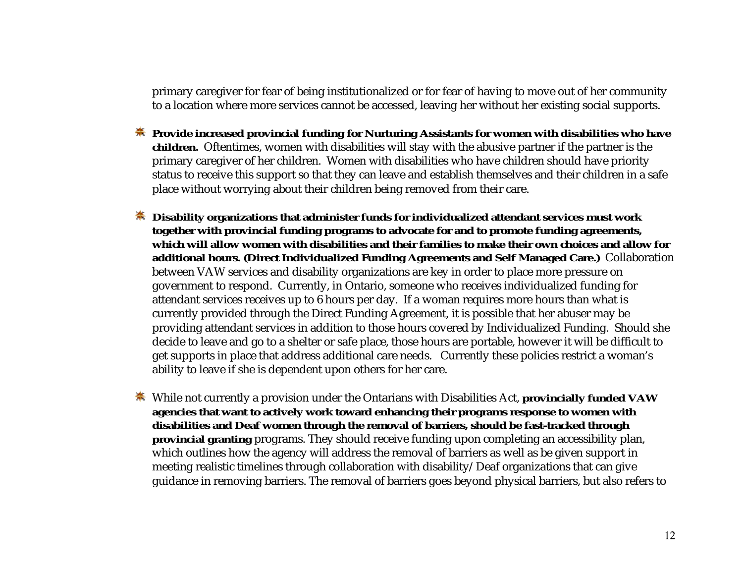primary caregiver for fear of being institutionalized or for fear of having to move out of her community to a location where more services cannot be accessed, leaving her without her existing social supports.

- **Provide increased provincial funding for Nurturing Assistants for women with disabilities who have children.** Oftentimes, women with disabilities will stay with the abusive partner if the partner is the primary caregiver of her children. Women with disabilities who have children should have priority status to receive this support so that they can leave and establish themselves and their children in a safe place without worrying about their children being removed from their care.

- **Disability organizations that administer funds for individualized attendant services must work together with provincial funding programs to advocate for and to promote funding agreements, which will allow women with disabilities and their families to make their own choices and allow for additional hours. (Direct Individualized Funding Agreements and Self Managed Care.)** Collaboration between VAW services and disability organizations are key in order to place more pressure on government to respond. Currently, in Ontario, someone who receives individualized funding for attendant services receives up to 6 hours per day. If a woman requires more hours than what is currently provided through the Direct Funding Agreement, it is possible that her abuser may be providing attendant services in addition to those hours covered by Individualized Funding. Should she decide to leave and go to a shelter or safe place, those hours are portable, however it will be difficult to get supports in place that address additional care needs. Currently these policies restrict a woman's ability to leave if she is dependent upon others for her care.

- While not currently a provision under the Ontarians with Disabilities Act, **provincially funded VAW agencies that want to actively work toward enhancing their programs response to women with disabilities and Deaf women through the removal of barriers, should be fast-tracked through provincial granting** programs. They should receive funding upon completing an accessibility plan, which outlines how the agency will address the removal of barriers as well as be given support in meeting realistic timelines through collaboration with disability/Deaf organizations that can give guidance in removing barriers. The removal of barriers goes beyond physical barriers, but also refers to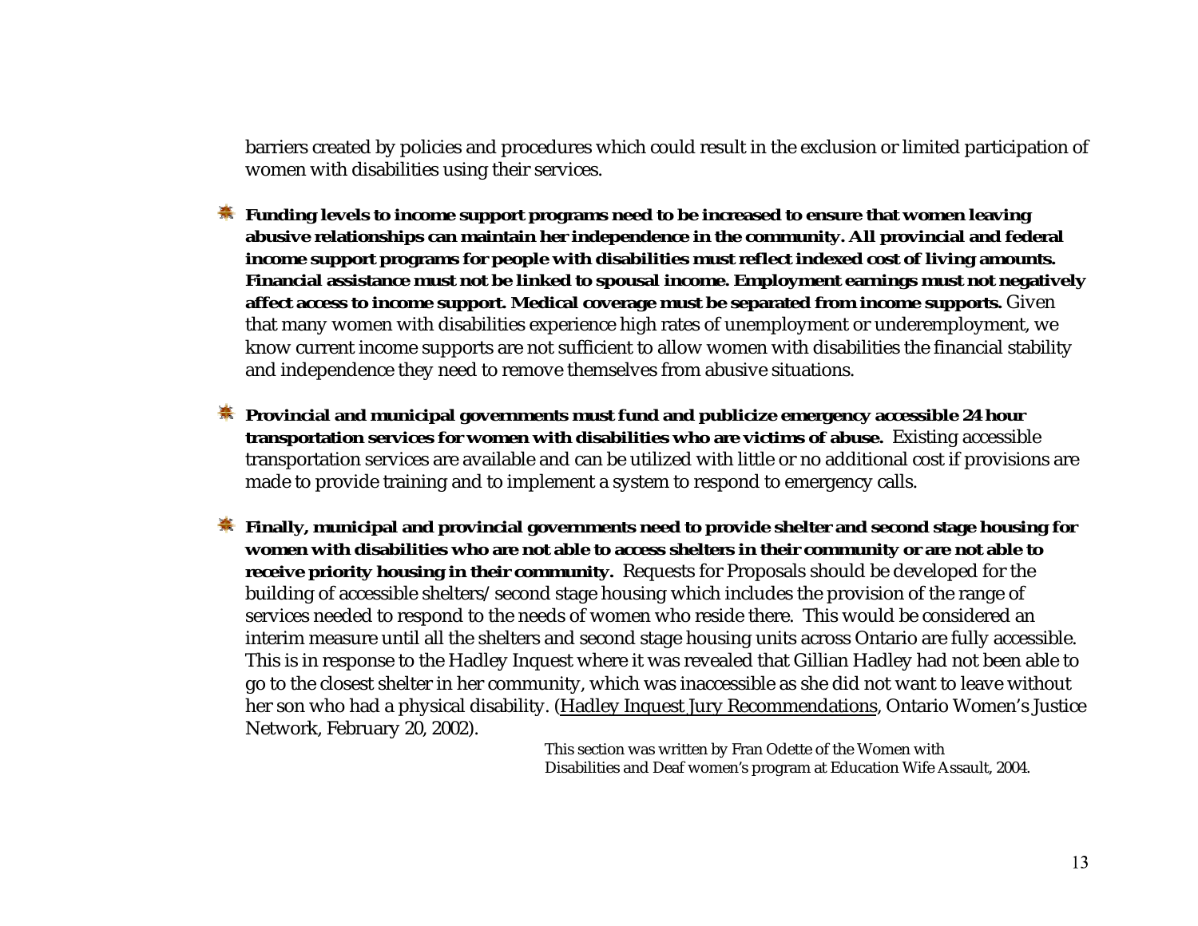barriers created by policies and procedures which could result in the exclusion or limited participation of women with disabilities using their services.

- **Funding levels to income support programs need to be increased to ensure that women leaving abusive relationships can maintain her independence in the community. All provincial and federal income support programs for people with disabilities must reflect indexed cost of living amounts. Financial assistance must not be linked to spousal income. Employment earnings must not negatively affect access to income support. Medical coverage must be separated from income supports.** Given that many women with disabilities experience high rates of unemployment or underemployment, we know current income supports are not sufficient to allow women with disabilities the financial stability and independence they need to remove themselves from abusive situations.

- **Provincial and municipal governments must fund and publicize emergency accessible 24 hour transportation services for women with disabilities who are victims of abuse.** Existing accessible transportation services are available and can be utilized with little or no additional cost if provisions are made to provide training and to implement a system to respond to emergency calls.

- **Finally, municipal and provincial governments need to provide shelter and second stage housing for women with disabilities who are not able to access shelters in their community or are not able to receive priority housing in their community.** Requests for Proposals should be developed for the building of accessible shelters/ second stage housing which includes the provision of the range of services needed to respond to the needs of women who reside there. This would be considered an interim measure until all the shelters and second stage housing units across Ontario are fully accessible. This is in response to the Hadley Inquest where it was revealed that Gillian Hadley had not been able to go to the closest shelter in her community, which was inaccessible as she did not want to leave without her son who had a physical disability. (Hadley Inquest Jury Recommendations, Ontario Women's Justice Network, February 20, 2002).

This section was written by Fran Odette of the Women with Disabilities and Deaf women's program at Education Wife Assault, 2004.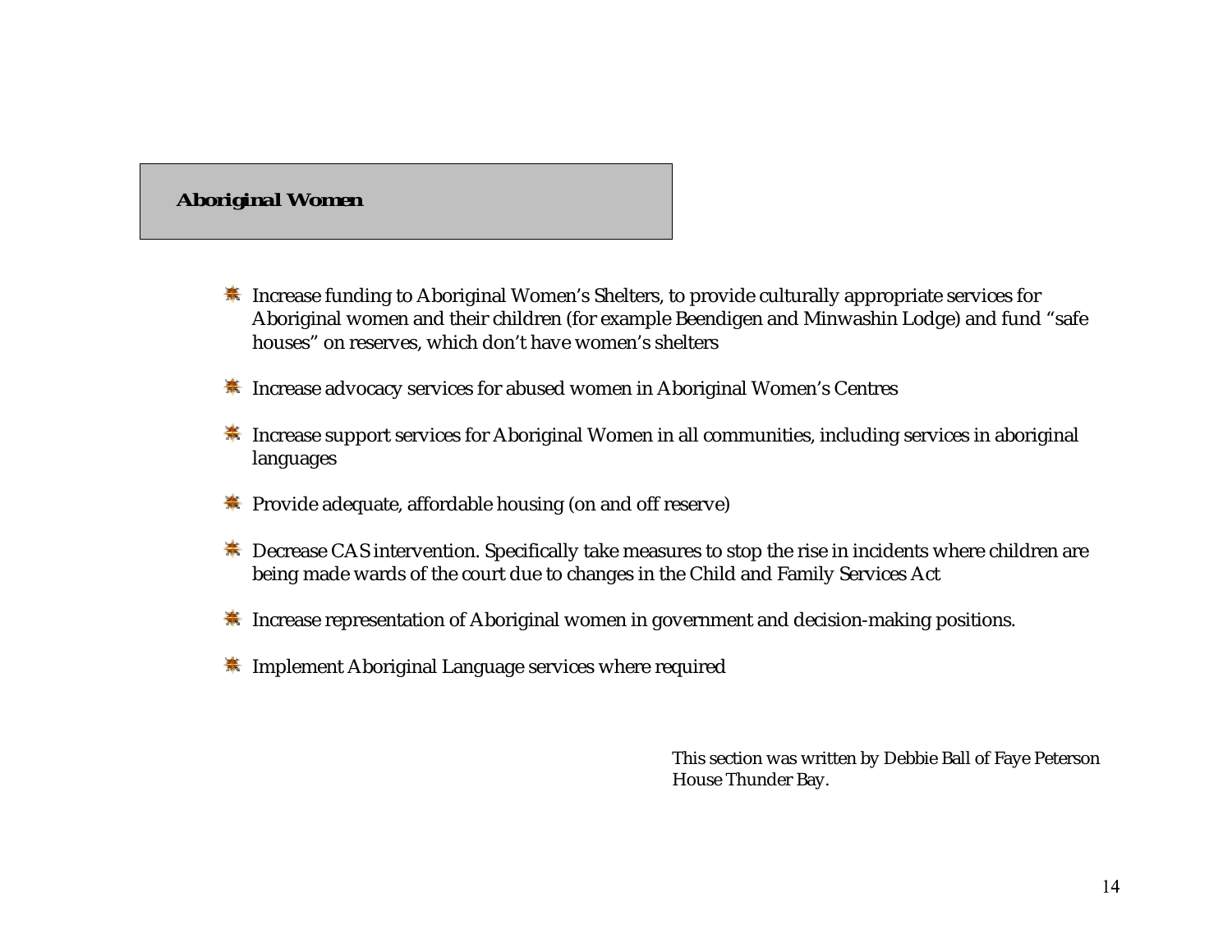## *Aboriginal Women*

- Increase funding to Aboriginal Women's Shelters, to provide culturally appropriate services for Aboriginal women and their children (for example Beendigen and Minwashin Lodge) and fund "safe houses" on reserves, which don't have women's shelters
- Increase advocacy services for abused women in Aboriginal Women's Centres
- Increase support services for Aboriginal Women in all communities, including services in aboriginal languages
- Provide adequate, affordable housing (on and off reserve)
- Decrease CAS intervention. Specifically take measures to stop the rise in incidents where children are being made wards of the court due to changes in the Child and Family Services Act
- Increase representation of Aboriginal women in government and decision-making positions.
- Implement Aboriginal Language services where required

This section was written by Debbie Ball of Faye Peterson House Thunder Bay.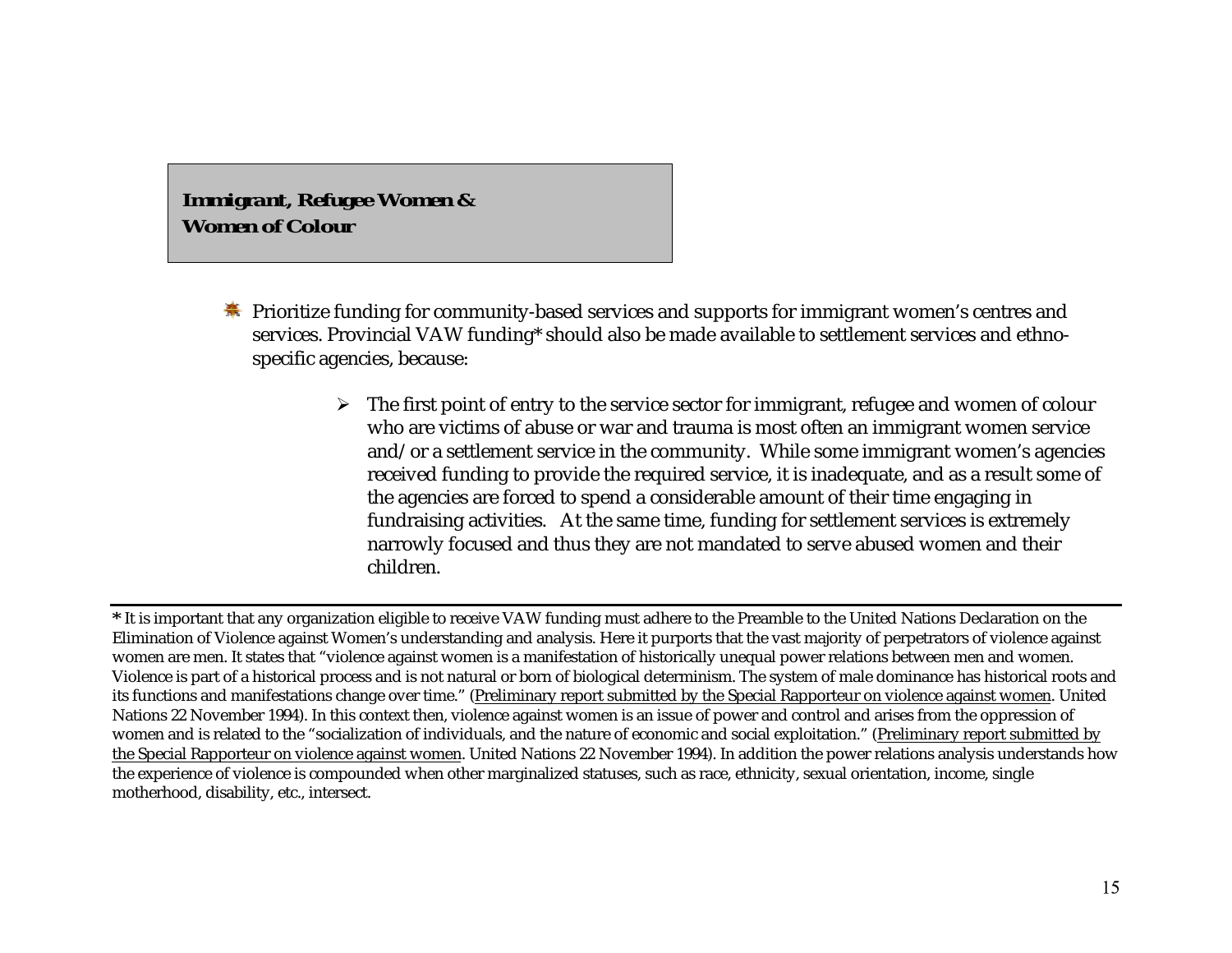## Immigrant, Refugee Women & Women of Colour

- Prioritize funding for community-based services and supports for immigrant women's centres and services. Provincial VAW funding* should also be made available to settlement services and ethno-specific agencies, because:

    - The first point of entry to the service sector for immigrant, refugee and women of colour who are victims of abuse or war and trauma is most often an immigrant women service and/or a settlement service in the community. While some immigrant women's agencies received funding to provide the required service, it is inadequate, and as a result some of the agencies are forced to spend a considerable amount of their time engaging in fundraising activities. At the same time, funding for settlement services is extremely narrowly focused and thus they are not mandated to serve abused women and their children.

---

**\*** It is important that any organization eligible to receive VAW funding must adhere to the Preamble to the United Nations Declaration on the Elimination of Violence against Women's understanding and analysis. Here it purports that the vast majority of perpetrators of violence against women are men. It states that "violence against women is a manifestation of historically unequal power relations between men and women. Violence is part of a historical process and is not natural or born of biological determinism. The system of male dominance has historical roots and its functions and manifestations change over time." (Preliminary report submitted by the Special Rapporteur on violence against women. United Nations 22 November 1994). In this context then, violence against women is an issue of power and control and arises from the oppression of women and is related to the "socialization of individuals, and the nature of economic and social exploitation." (Preliminary report submitted by the Special Rapporteur on violence against women. United Nations 22 November 1994). In addition the power relations analysis understands how the experience of violence is compounded when other marginalized statuses, such as race, ethnicity, sexual orientation, income, single motherhood, disability, etc., intersect.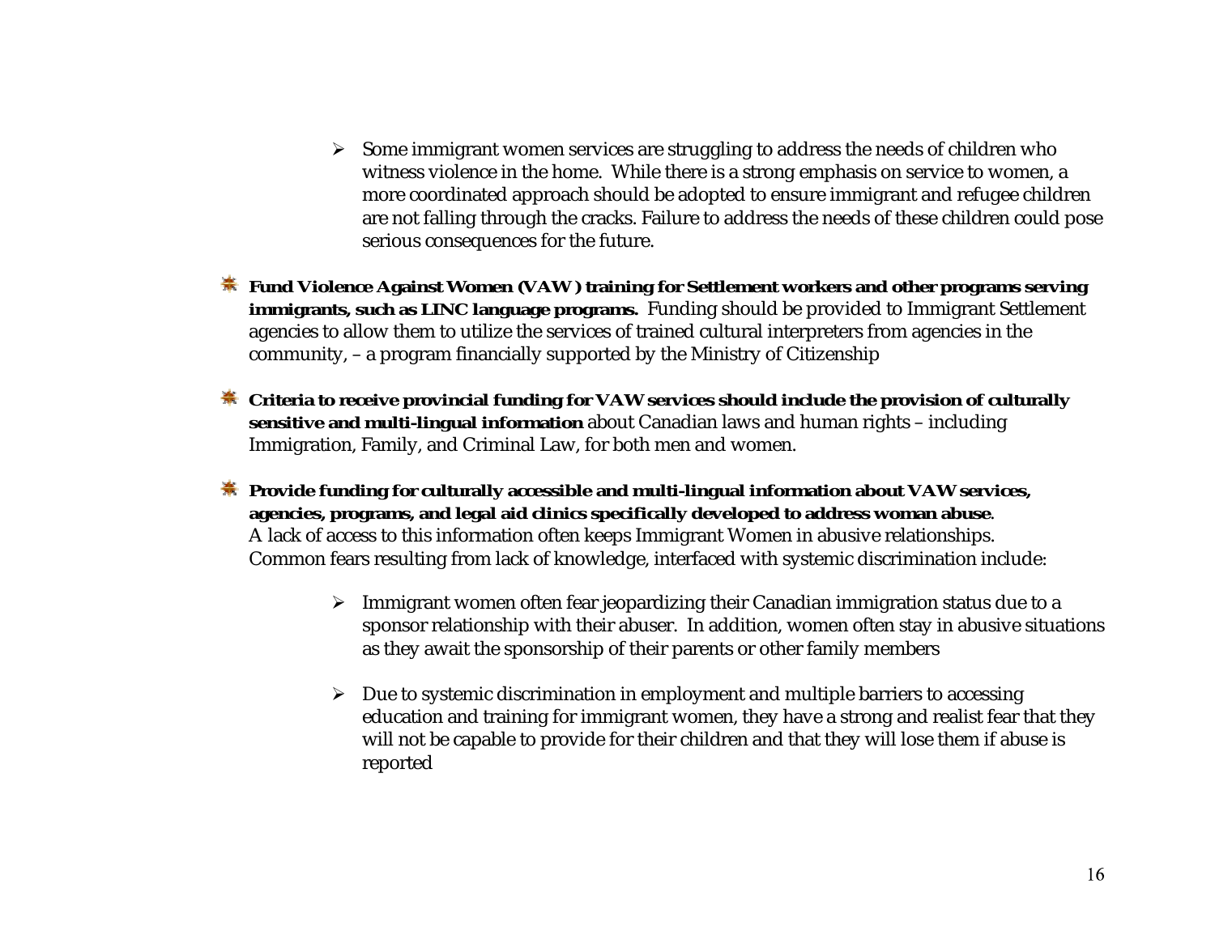- Some immigrant women services are struggling to address the needs of children who witness violence in the home. While there is a strong emphasis on service to women, a more coordinated approach should be adopted to ensure immigrant and refugee children are not falling through the cracks. Failure to address the needs of these children could pose serious consequences for the future.

- **Fund Violence Against Women (VAW) training for Settlement workers and other programs serving immigrants, such as LINC language programs.** Funding should be provided to Immigrant Settlement agencies to allow them to utilize the services of trained cultural interpreters from agencies in the community, – a program financially supported by the Ministry of Citizenship

- **Criteria to receive provincial funding for VAW services should include the provision of culturally sensitive and multi-lingual information** about Canadian laws and human rights – including Immigration, Family, and Criminal Law, for both men and women.

- **Provide funding for culturally accessible and multi-lingual information about VAW services, agencies, programs, and legal aid clinics specifically developed to address woman abuse**.
  A lack of access to this information often keeps Immigrant Women in abusive relationships. Common fears resulting from lack of knowledge, interfaced with systemic discrimination include:

  - Immigrant women often fear jeopardizing their Canadian immigration status due to a sponsor relationship with their abuser. In addition, women often stay in abusive situations as they await the sponsorship of their parents or other family members

  - Due to systemic discrimination in employment and multiple barriers to accessing education and training for immigrant women, they have a strong and realist fear that they will not be capable to provide for their children and that they will lose them if abuse is reported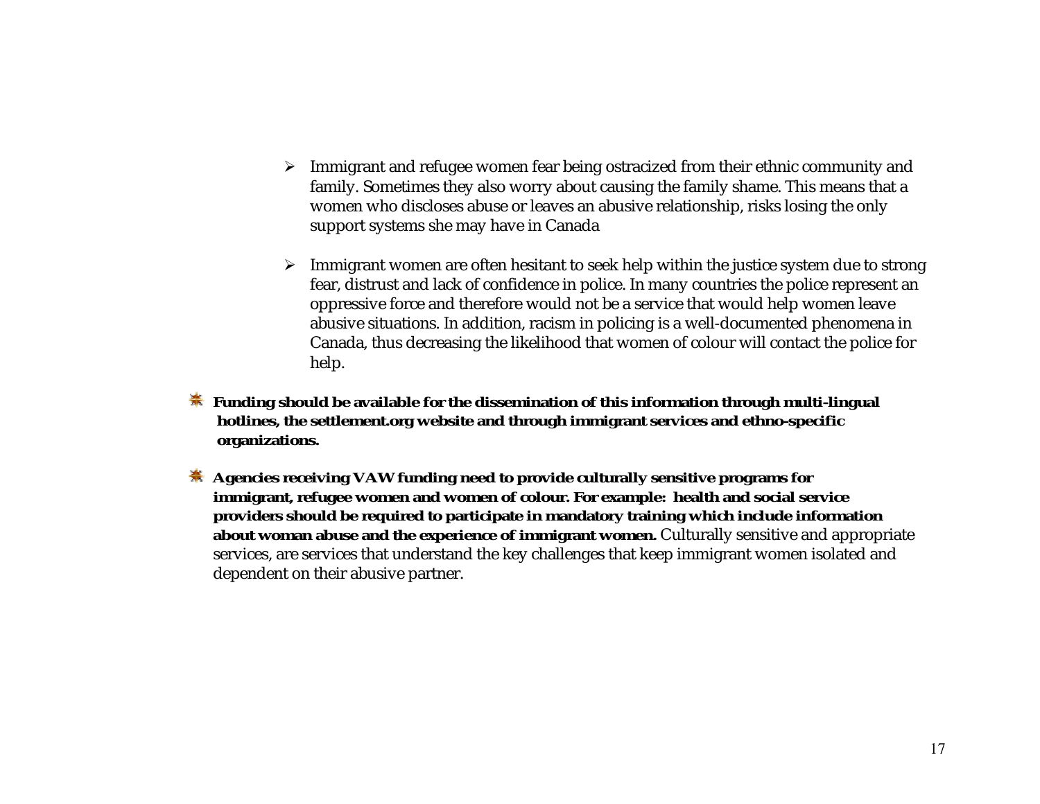- Immigrant and refugee women fear being ostracized from their ethnic community and family. Sometimes they also worry about causing the family shame. This means that a women who discloses abuse or leaves an abusive relationship, risks losing the only support systems she may have in Canada

- Immigrant women are often hesitant to seek help within the justice system due to strong fear, distrust and lack of confidence in police. In many countries the police represent an oppressive force and therefore would not be a service that would help women leave abusive situations. In addition, racism in policing is a well-documented phenomena in Canada, thus decreasing the likelihood that women of colour will contact the police for help.

- **Funding should be available for the dissemination of this information through multi-lingual hotlines, the settlement.org website and through immigrant services and ethno-specific organizations.**

- **Agencies receiving VAW funding need to provide culturally sensitive programs for immigrant, refugee women and women of colour. For example: health and social service providers should be required to participate in mandatory training which include information about woman abuse and the experience of immigrant women.** Culturally sensitive and appropriate services, are services that understand the key challenges that keep immigrant women isolated and dependent on their abusive partner.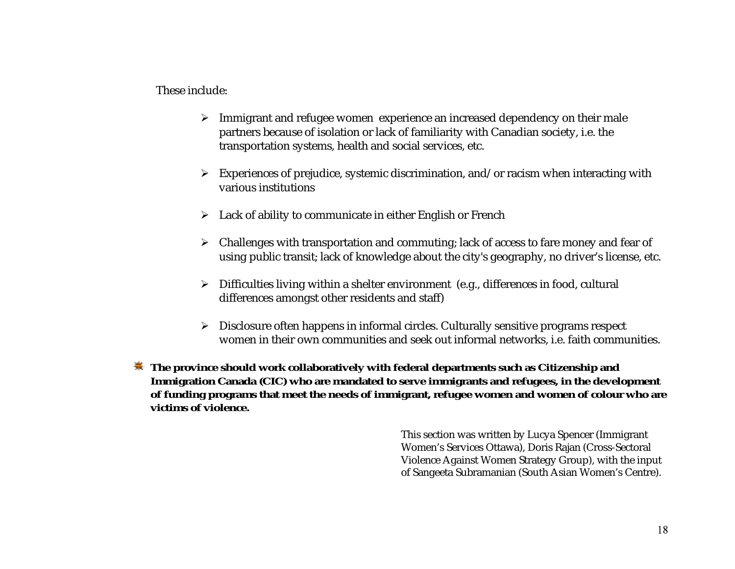These include:

- Immigrant and refugee women experience an increased dependency on their male partners because of isolation or lack of familiarity with Canadian society, i.e. the transportation systems, health and social services, etc.

- Experiences of prejudice, systemic discrimination, and/or racism when interacting with various institutions

- Lack of ability to communicate in either English or French

- Challenges with transportation and commuting; lack of access to fare money and fear of using public transit; lack of knowledge about the city's geography, no driver's license, etc.

- Difficulties living within a shelter environment (e.g., differences in food, cultural differences amongst other residents and staff)

- Disclosure often happens in informal circles. Culturally sensitive programs respect women in their own communities and seek out informal networks, i.e. faith communities.

- **The province should work collaboratively with federal departments such as Citizenship and Immigration Canada (CIC) who are mandated to serve immigrants and refugees, in the development of funding programs that meet the needs of immigrant, refugee women and women of colour who are victims of violence.**

This section was written by Lucya Spencer (Immigrant Women's Services Ottawa), Doris Rajan (Cross-Sectoral Violence Against Women Strategy Group), with the input of Sangeeta Subramanian (South Asian Women's Centre).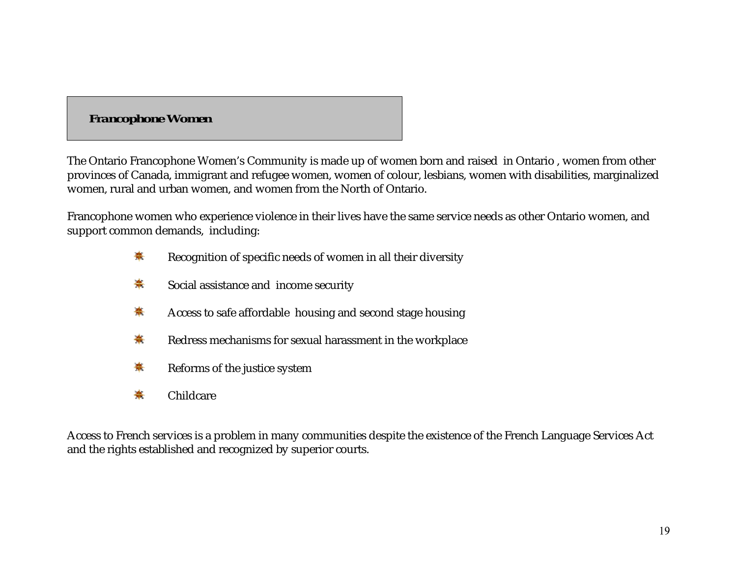## Francophone Women

The Ontario Francophone Women's Community is made up of women born and raised in Ontario , women from other provinces of Canada, immigrant and refugee women, women of colour, lesbians, women with disabilities, marginalized women, rural and urban women, and women from the North of Ontario.

Francophone women who experience violence in their lives have the same service needs as other Ontario women, and support common demands, including:

- Recognition of specific needs of women in all their diversity
- Social assistance and income security
- Access to safe affordable housing and second stage housing
- Redress mechanisms for sexual harassment in the workplace
- Reforms of the justice system
- Childcare

Access to French services is a problem in many communities despite the existence of the French Language Services Act and the rights established and recognized by superior courts.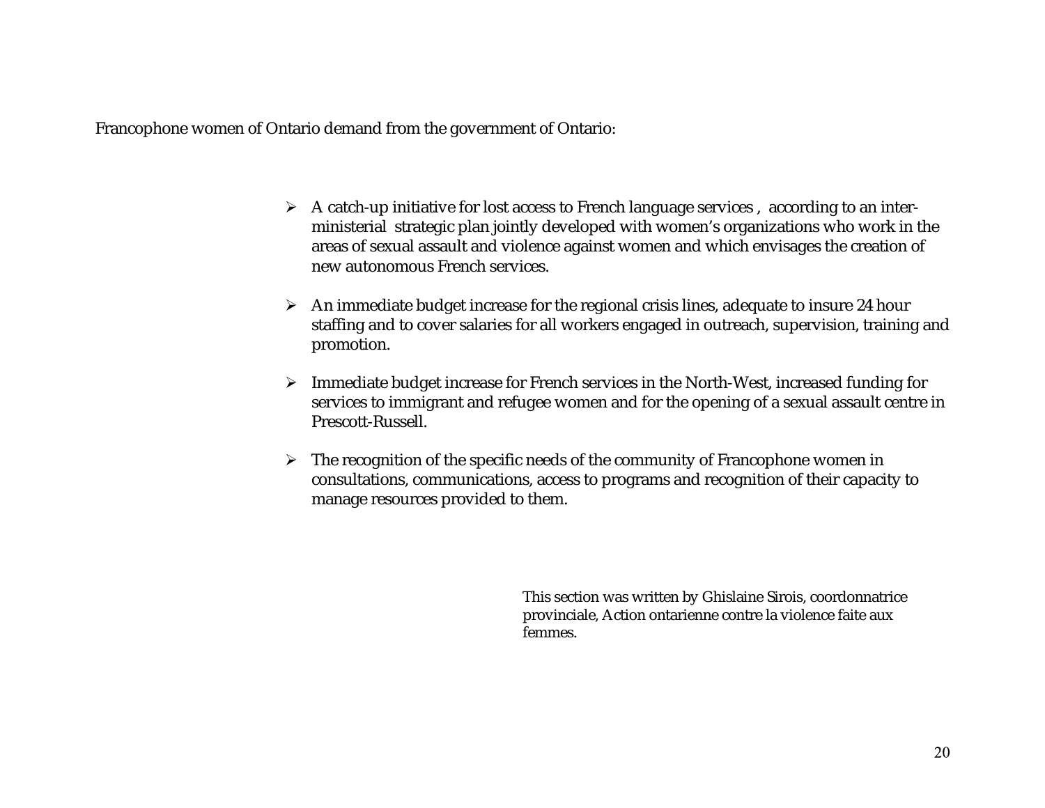Francophone women of Ontario demand from the government of Ontario:

- A catch-up initiative for lost access to French language services , according to an inter-ministerial strategic plan jointly developed with women's organizations who work in the areas of sexual assault and violence against women and which envisages the creation of new autonomous French services.
- An immediate budget increase for the regional crisis lines, adequate to insure 24 hour staffing and to cover salaries for all workers engaged in outreach, supervision, training and promotion.
- Immediate budget increase for French services in the North-West, increased funding for services to immigrant and refugee women and for the opening of a sexual assault centre in Prescott-Russell.
- The recognition of the specific needs of the community of Francophone women in consultations, communications, access to programs and recognition of their capacity to manage resources provided to them.

This section was written by Ghislaine Sirois, coordonnatrice provinciale, Action ontarienne contre la violence faite aux femmes.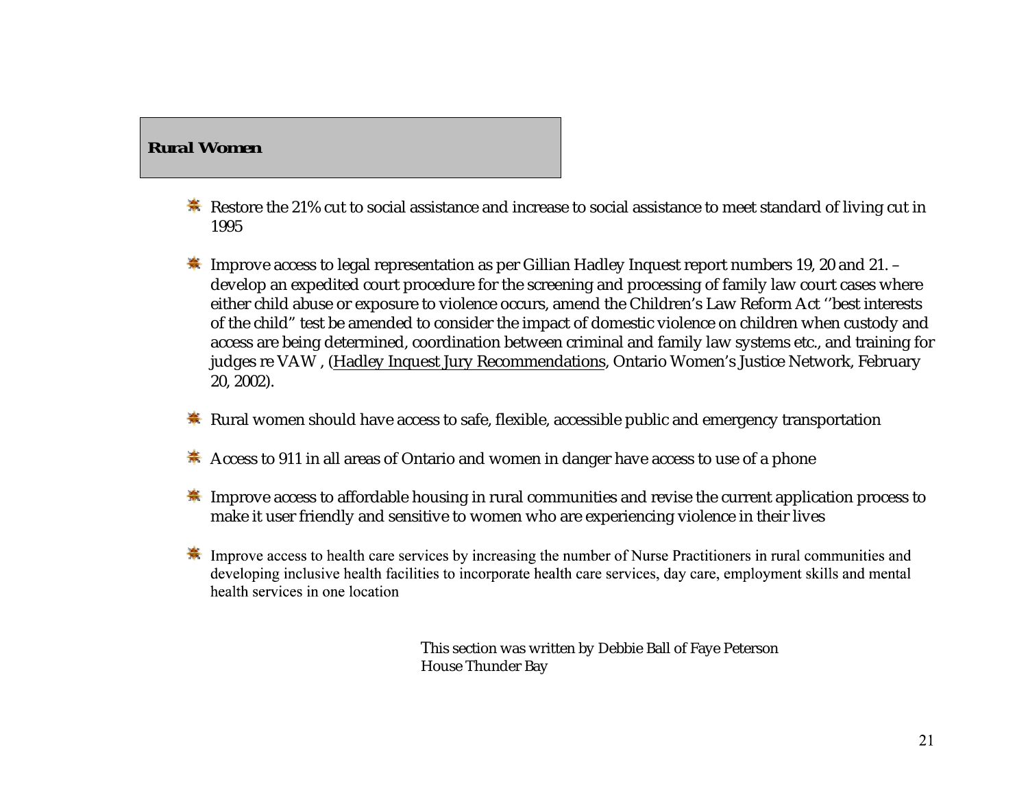## Rural Women

- Restore the 21% cut to social assistance and increase to social assistance to meet standard of living cut in 1995
- Improve access to legal representation as per Gillian Hadley Inquest report numbers 19, 20 and 21. – develop an expedited court procedure for the screening and processing of family law court cases where either child abuse or exposure to violence occurs, amend the Children's Law Reform Act ''best interests of the child" test be amended to consider the impact of domestic violence on children when custody and access are being determined, coordination between criminal and family law systems etc., and training for judges re VAW , (Hadley Inquest Jury Recommendations, Ontario Women's Justice Network, February 20, 2002).
- Rural women should have access to safe, flexible, accessible public and emergency transportation
- Access to 911 in all areas of Ontario and women in danger have access to use of a phone
- Improve access to affordable housing in rural communities and revise the current application process to make it user friendly and sensitive to women who are experiencing violence in their lives
- Improve access to health care services by increasing the number of Nurse Practitioners in rural communities and developing inclusive health facilities to incorporate health care services, day care, employment skills and mental health services in one location

This section was written by Debbie Ball of Faye Peterson House Thunder Bay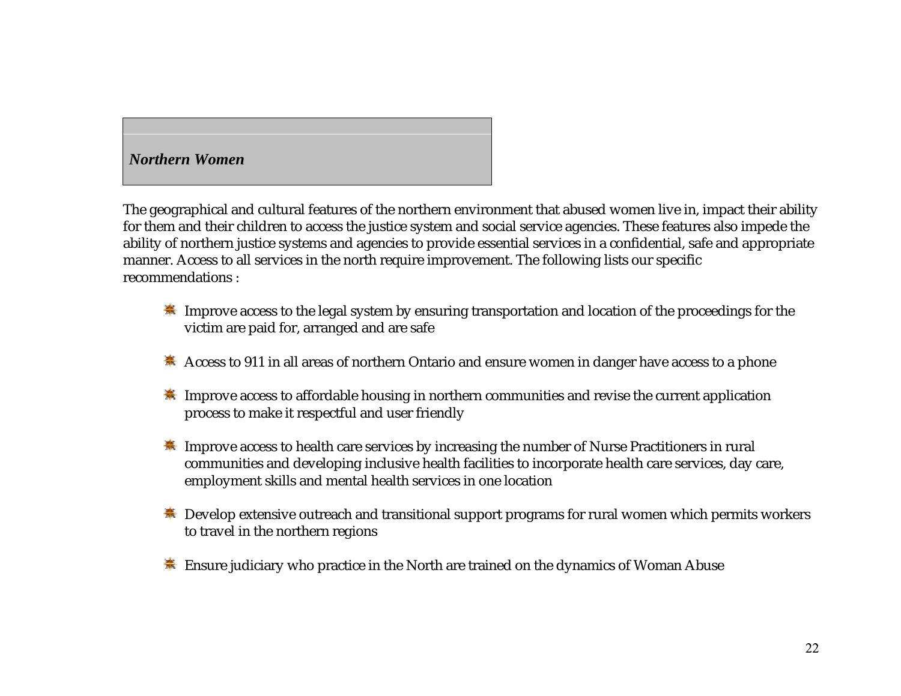## *Northern Women*

The geographical and cultural features of the northern environment that abused women live in, impact their ability for them and their children to access the justice system and social service agencies. These features also impede the ability of northern justice systems and agencies to provide essential services in a confidential, safe and appropriate manner. Access to all services in the north require improvement. The following lists our specific recommendations :

- Improve access to the legal system by ensuring transportation and location of the proceedings for the victim are paid for, arranged and are safe
- Access to 911 in all areas of northern Ontario and ensure women in danger have access to a phone
- Improve access to affordable housing in northern communities and revise the current application process to make it respectful and user friendly
- Improve access to health care services by increasing the number of Nurse Practitioners in rural communities and developing inclusive health facilities to incorporate health care services, day care, employment skills and mental health services in one location
- Develop extensive outreach and transitional support programs for rural women which permits workers to travel in the northern regions
- Ensure judiciary who practice in the North are trained on the dynamics of Woman Abuse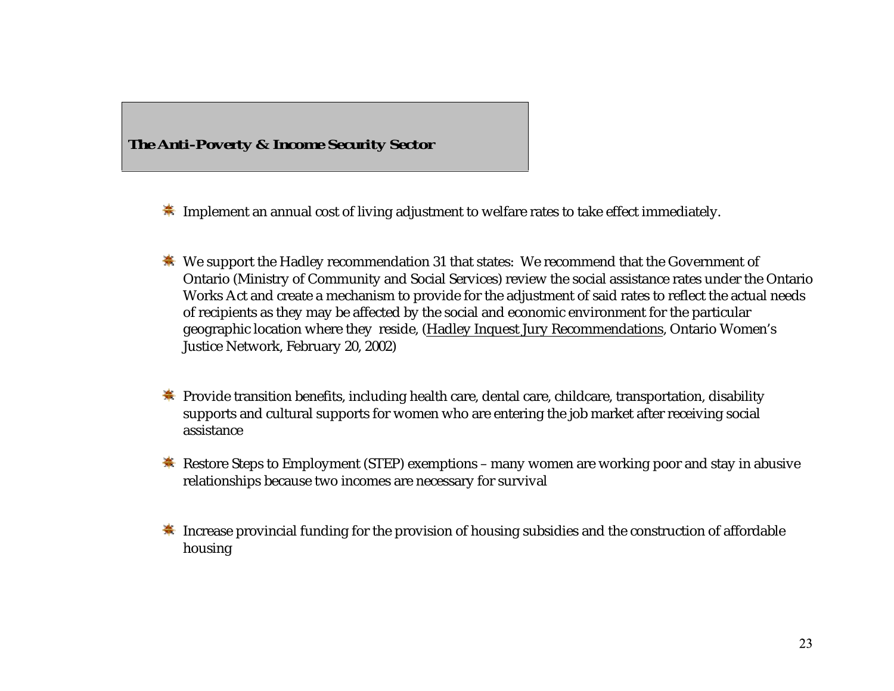## The Anti-Poverty & Income Security Sector

- Implement an annual cost of living adjustment to welfare rates to take effect immediately.
- We support the Hadley recommendation 31 that states: We recommend that the Government of Ontario (Ministry of Community and Social Services) review the social assistance rates under the Ontario Works Act and create a mechanism to provide for the adjustment of said rates to reflect the actual needs of recipients as they may be affected by the social and economic environment for the particular geographic location where they reside, (Hadley Inquest Jury Recommendations, Ontario Women's Justice Network, February 20, 2002)
- Provide transition benefits, including health care, dental care, childcare, transportation, disability supports and cultural supports for women who are entering the job market after receiving social assistance
- Restore Steps to Employment (STEP) exemptions – many women are working poor and stay in abusive relationships because two incomes are necessary for survival
- Increase provincial funding for the provision of housing subsidies and the construction of affordable housing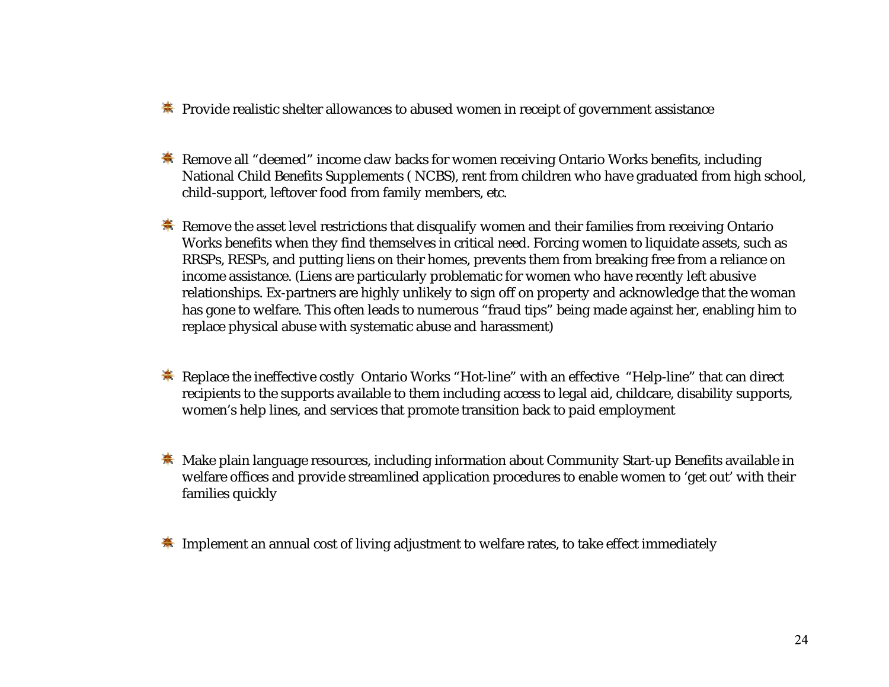- Provide realistic shelter allowances to abused women in receipt of government assistance

- Remove all "deemed" income claw backs for women receiving Ontario Works benefits, including National Child Benefits Supplements ( NCBS), rent from children who have graduated from high school, child-support, leftover food from family members, etc.

- Remove the asset level restrictions that disqualify women and their families from receiving Ontario Works benefits when they find themselves in critical need. Forcing women to liquidate assets, such as RRSPs, RESPs, and putting liens on their homes, prevents them from breaking free from a reliance on income assistance. (Liens are particularly problematic for women who have recently left abusive relationships. Ex-partners are highly unlikely to sign off on property and acknowledge that the woman has gone to welfare. This often leads to numerous "fraud tips" being made against her, enabling him to replace physical abuse with systematic abuse and harassment)

- Replace the ineffective costly Ontario Works "Hot-line" with an effective "Help-line" that can direct recipients to the supports available to them including access to legal aid, childcare, disability supports, women's help lines, and services that promote transition back to paid employment

- Make plain language resources, including information about Community Start-up Benefits available in welfare offices and provide streamlined application procedures to enable women to 'get out' with their families quickly

- Implement an annual cost of living adjustment to welfare rates, to take effect immediately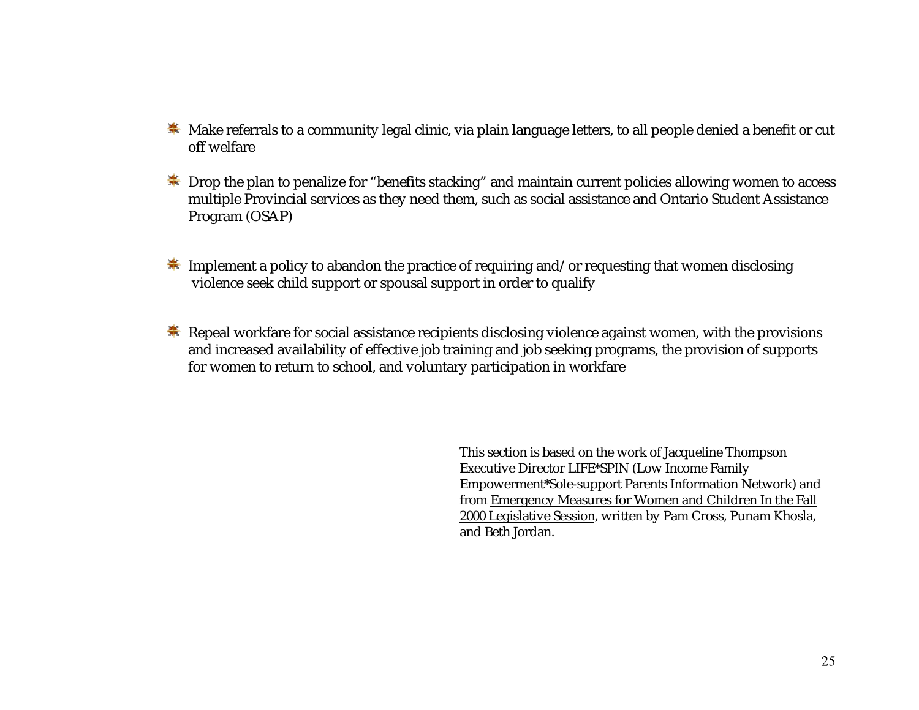- Make referrals to a community legal clinic, via plain language letters, to all people denied a benefit or cut off welfare

- Drop the plan to penalize for “benefits stacking” and maintain current policies allowing women to access multiple Provincial services as they need them, such as social assistance and Ontario Student Assistance Program (OSAP)

- Implement a policy to abandon the practice of requiring and/or requesting that women disclosing violence seek child support or spousal support in order to qualify

- Repeal workfare for social assistance recipients disclosing violence against women, with the provisions and increased availability of effective job training and job seeking programs, the provision of supports for women to return to school, and voluntary participation in workfare

This section is based on the work of Jacqueline Thompson Executive Director LIFE*SPIN (Low Income Family Empowerment*Sole-support Parents Information Network) and from <u>Emergency Measures for Women and Children In the Fall 2000 Legislative Session</u>, written by Pam Cross, Punam Khosla, and Beth Jordan.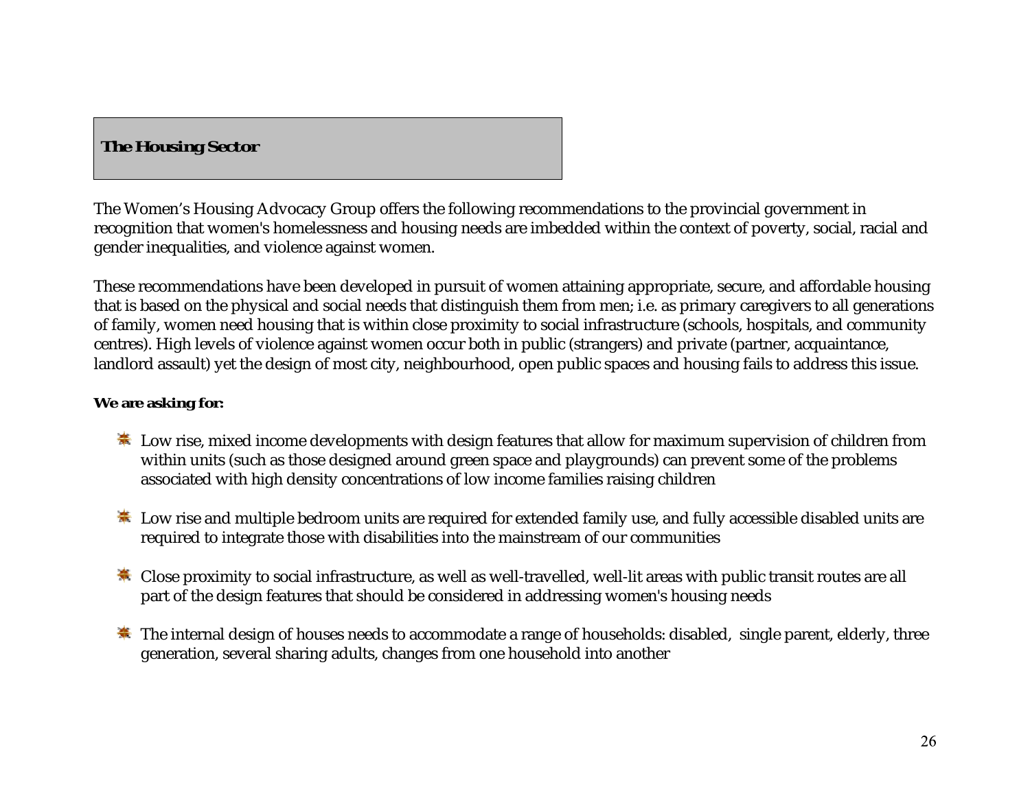## The Housing Sector

The Women's Housing Advocacy Group offers the following recommendations to the provincial government in recognition that women's homelessness and housing needs are imbedded within the context of poverty, social, racial and gender inequalities, and violence against women.

These recommendations have been developed in pursuit of women attaining appropriate, secure, and affordable housing that is based on the physical and social needs that distinguish them from men; i.e. as primary caregivers to all generations of family, women need housing that is within close proximity to social infrastructure (schools, hospitals, and community centres). High levels of violence against women occur both in public (strangers) and private (partner, acquaintance, landlord assault) yet the design of most city, neighbourhood, open public spaces and housing fails to address this issue.

**We are asking for:**

- Low rise, mixed income developments with design features that allow for maximum supervision of children from within units (such as those designed around green space and playgrounds) can prevent some of the problems associated with high density concentrations of low income families raising children
- Low rise and multiple bedroom units are required for extended family use, and fully accessible disabled units are required to integrate those with disabilities into the mainstream of our communities
- Close proximity to social infrastructure, as well as well-travelled, well-lit areas with public transit routes are all part of the design features that should be considered in addressing women's housing needs
- The internal design of houses needs to accommodate a range of households: disabled, single parent, elderly, three generation, several sharing adults, changes from one household into another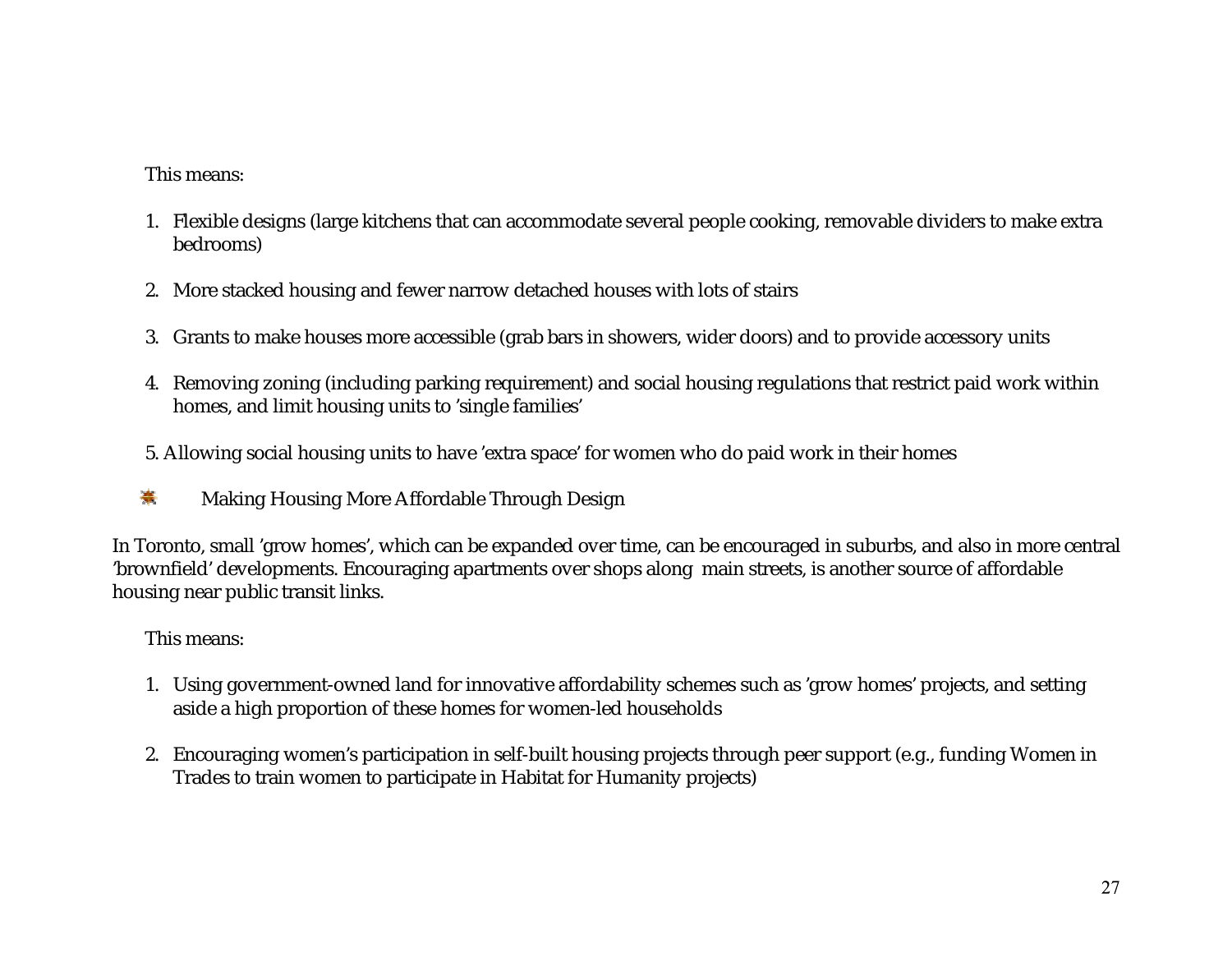This means:

1. Flexible designs (large kitchens that can accommodate several people cooking, removable dividers to make extra bedrooms)

2. More stacked housing and fewer narrow detached houses with lots of stairs

3. Grants to make houses more accessible (grab bars in showers, wider doors) and to provide accessory units

4. Removing zoning (including parking requirement) and social housing regulations that restrict paid work within homes, and limit housing units to 'single families'

5. Allowing social housing units to have 'extra space' for women who do paid work in their homes

### Making Housing More Affordable Through Design

In Toronto, small 'grow homes', which can be expanded over time, can be encouraged in suburbs, and also in more central 'brownfield' developments. Encouraging apartments over shops along main streets, is another source of affordable housing near public transit links.

This means:

1. Using government-owned land for innovative affordability schemes such as 'grow homes' projects, and setting aside a high proportion of these homes for women-led households

2. Encouraging women's participation in self-built housing projects through peer support (e.g., funding Women in Trades to train women to participate in Habitat for Humanity projects)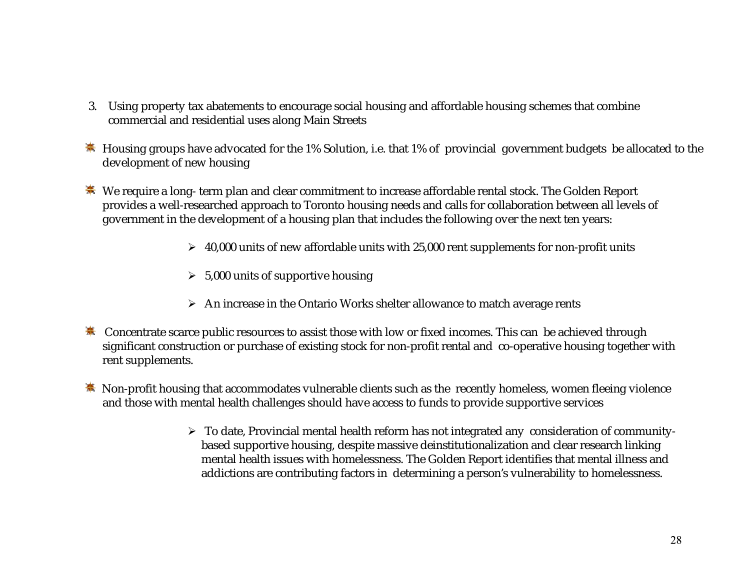3. Using property tax abatements to encourage social housing and affordable housing schemes that combine commercial and residential uses along Main Streets

- Housing groups have advocated for the 1% Solution, i.e. that 1% of provincial government budgets be allocated to the development of new housing

- We require a long- term plan and clear commitment to increase affordable rental stock. The Golden Report provides a well-researched approach to Toronto housing needs and calls for collaboration between all levels of government in the development of a housing plan that includes the following over the next ten years:

    - 40,000 units of new affordable units with 25,000 rent supplements for non-profit units
    - 5,000 units of supportive housing
    - An increase in the Ontario Works shelter allowance to match average rents

- Concentrate scarce public resources to assist those with low or fixed incomes. This can be achieved through significant construction or purchase of existing stock for non-profit rental and co-operative housing together with rent supplements.

- Non-profit housing that accommodates vulnerable clients such as the recently homeless, women fleeing violence and those with mental health challenges should have access to funds to provide supportive services

    - To date, Provincial mental health reform has not integrated any consideration of community-based supportive housing, despite massive deinstitutionalization and clear research linking mental health issues with homelessness. The Golden Report identifies that mental illness and addictions are contributing factors in determining a person's vulnerability to homelessness.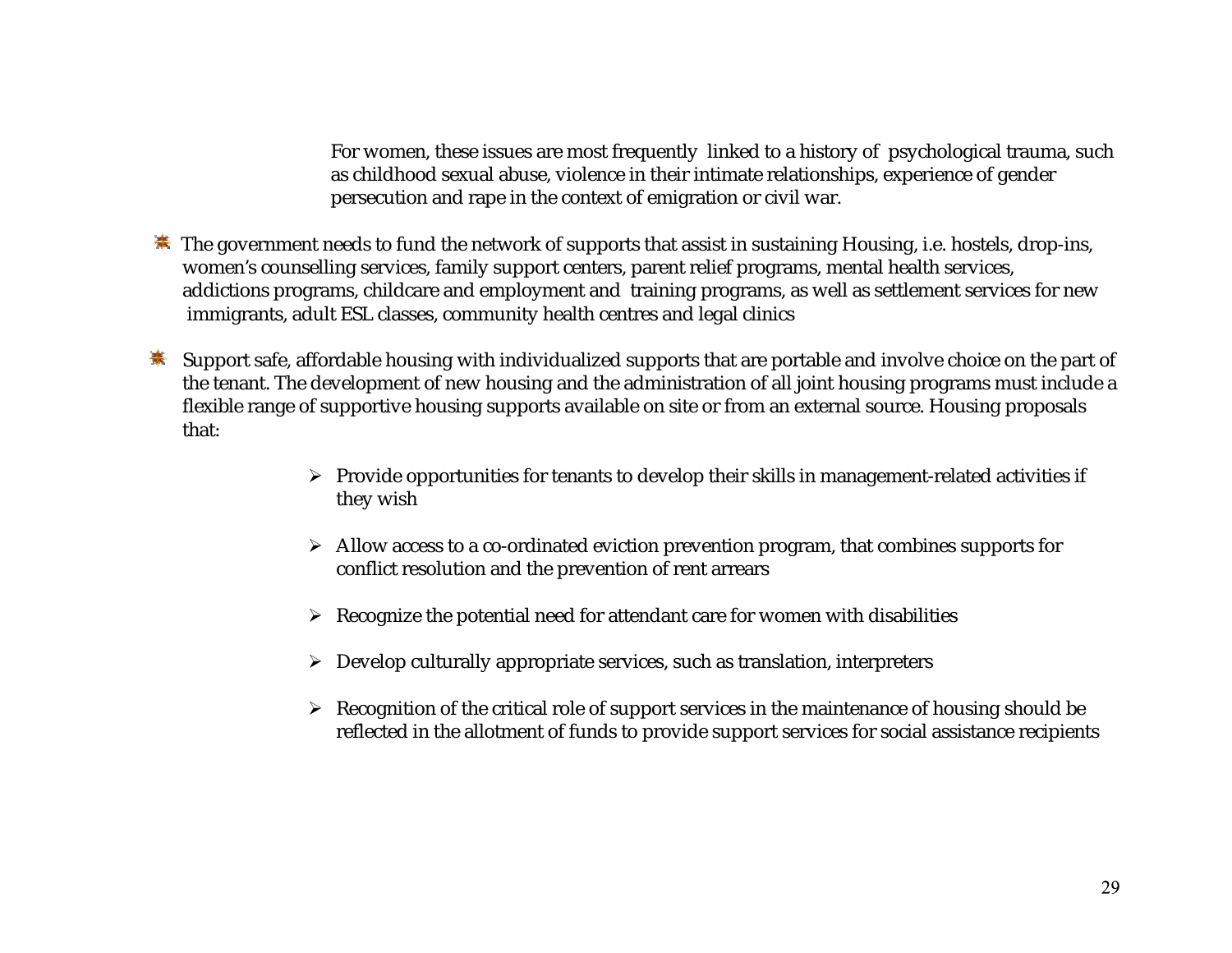For women, these issues are most frequently linked to a history of psychological trauma, such as childhood sexual abuse, violence in their intimate relationships, experience of gender persecution and rape in the context of emigration or civil war.

- The government needs to fund the network of supports that assist in sustaining Housing, i.e. hostels, drop-ins, women's counselling services, family support centers, parent relief programs, mental health services, addictions programs, childcare and employment and training programs, as well as settlement services for new immigrants, adult ESL classes, community health centres and legal clinics

- Support safe, affordable housing with individualized supports that are portable and involve choice on the part of the tenant. The development of new housing and the administration of all joint housing programs must include a flexible range of supportive housing supports available on site or from an external source. Housing proposals that:

  - Provide opportunities for tenants to develop their skills in management-related activities if they wish

  - Allow access to a co-ordinated eviction prevention program, that combines supports for conflict resolution and the prevention of rent arrears

  - Recognize the potential need for attendant care for women with disabilities

  - Develop culturally appropriate services, such as translation, interpreters

  - Recognition of the critical role of support services in the maintenance of housing should be reflected in the allotment of funds to provide support services for social assistance recipients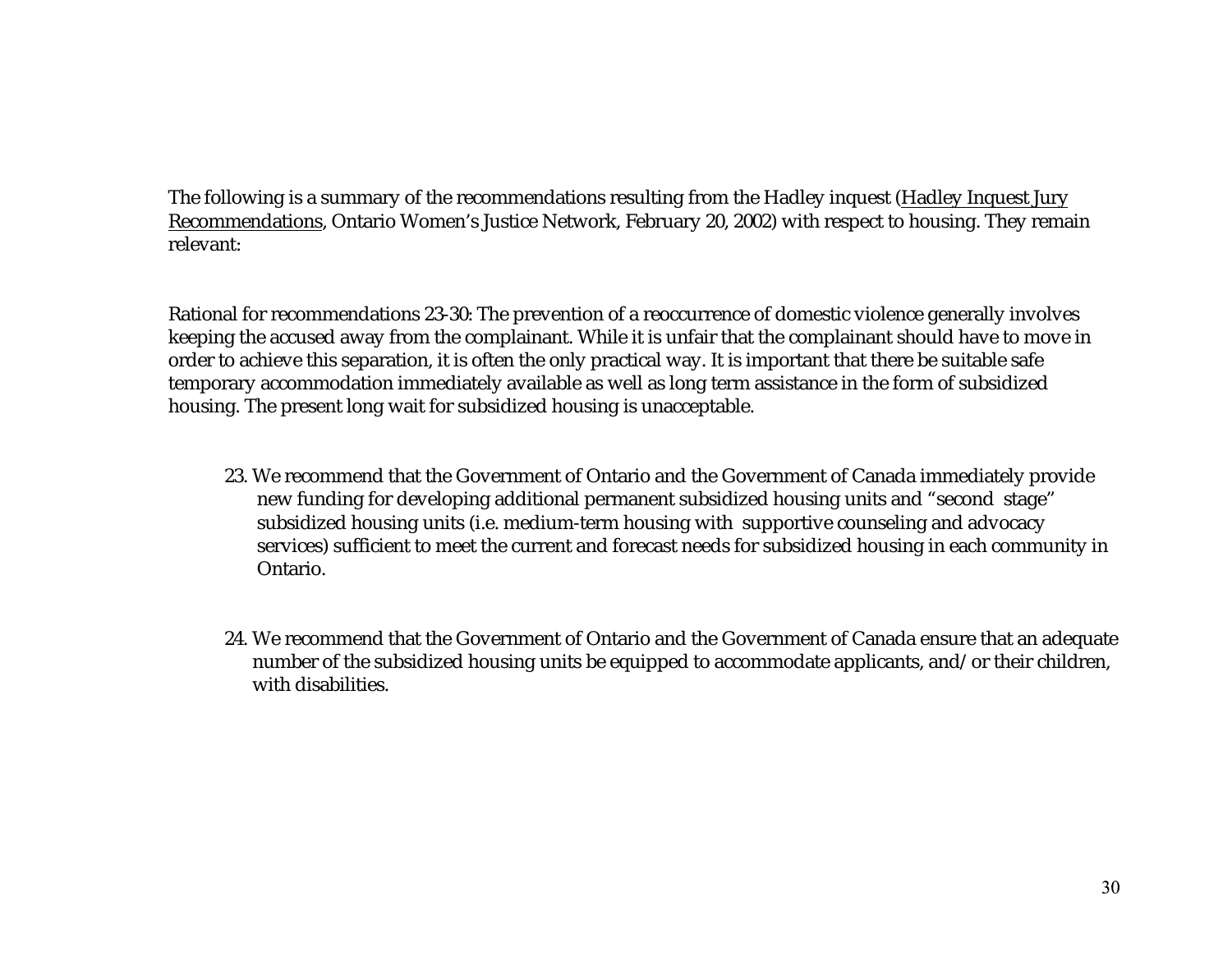The following is a summary of the recommendations resulting from the Hadley inquest (Hadley Inquest Jury Recommendations, Ontario Women's Justice Network, February 20, 2002) with respect to housing. They remain relevant:

Rational for recommendations 23-30: The prevention of a reoccurrence of domestic violence generally involves keeping the accused away from the complainant. While it is unfair that the complainant should have to move in order to achieve this separation, it is often the only practical way. It is important that there be suitable safe temporary accommodation immediately available as well as long term assistance in the form of subsidized housing. The present long wait for subsidized housing is unacceptable.

23. We recommend that the Government of Ontario and the Government of Canada immediately provide new funding for developing additional permanent subsidized housing units and "second stage" subsidized housing units (i.e. medium-term housing with supportive counseling and advocacy services) sufficient to meet the current and forecast needs for subsidized housing in each community in Ontario.

24. We recommend that the Government of Ontario and the Government of Canada ensure that an adequate number of the subsidized housing units be equipped to accommodate applicants, and/or their children, with disabilities.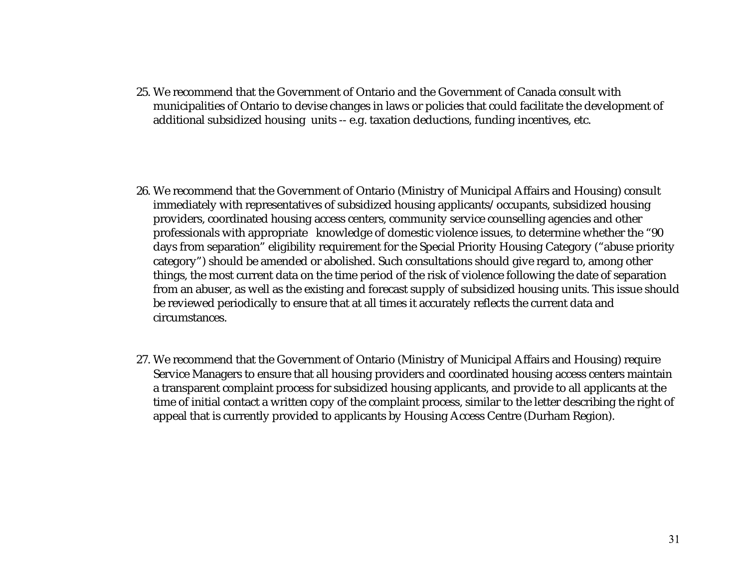25. We recommend that the Government of Ontario and the Government of Canada consult with municipalities of Ontario to devise changes in laws or policies that could facilitate the development of additional subsidized housing units -- e.g. taxation deductions, funding incentives, etc.

26. We recommend that the Government of Ontario (Ministry of Municipal Affairs and Housing) consult immediately with representatives of subsidized housing applicants/occupants, subsidized housing providers, coordinated housing access centers, community service counselling agencies and other professionals with appropriate knowledge of domestic violence issues, to determine whether the "90 days from separation" eligibility requirement for the Special Priority Housing Category ("abuse priority category") should be amended or abolished. Such consultations should give regard to, among other things, the most current data on the time period of the risk of violence following the date of separation from an abuser, as well as the existing and forecast supply of subsidized housing units. This issue should be reviewed periodically to ensure that at all times it accurately reflects the current data and circumstances.

27. We recommend that the Government of Ontario (Ministry of Municipal Affairs and Housing) require Service Managers to ensure that all housing providers and coordinated housing access centers maintain a transparent complaint process for subsidized housing applicants, and provide to all applicants at the time of initial contact a written copy of the complaint process, similar to the letter describing the right of appeal that is currently provided to applicants by Housing Access Centre (Durham Region).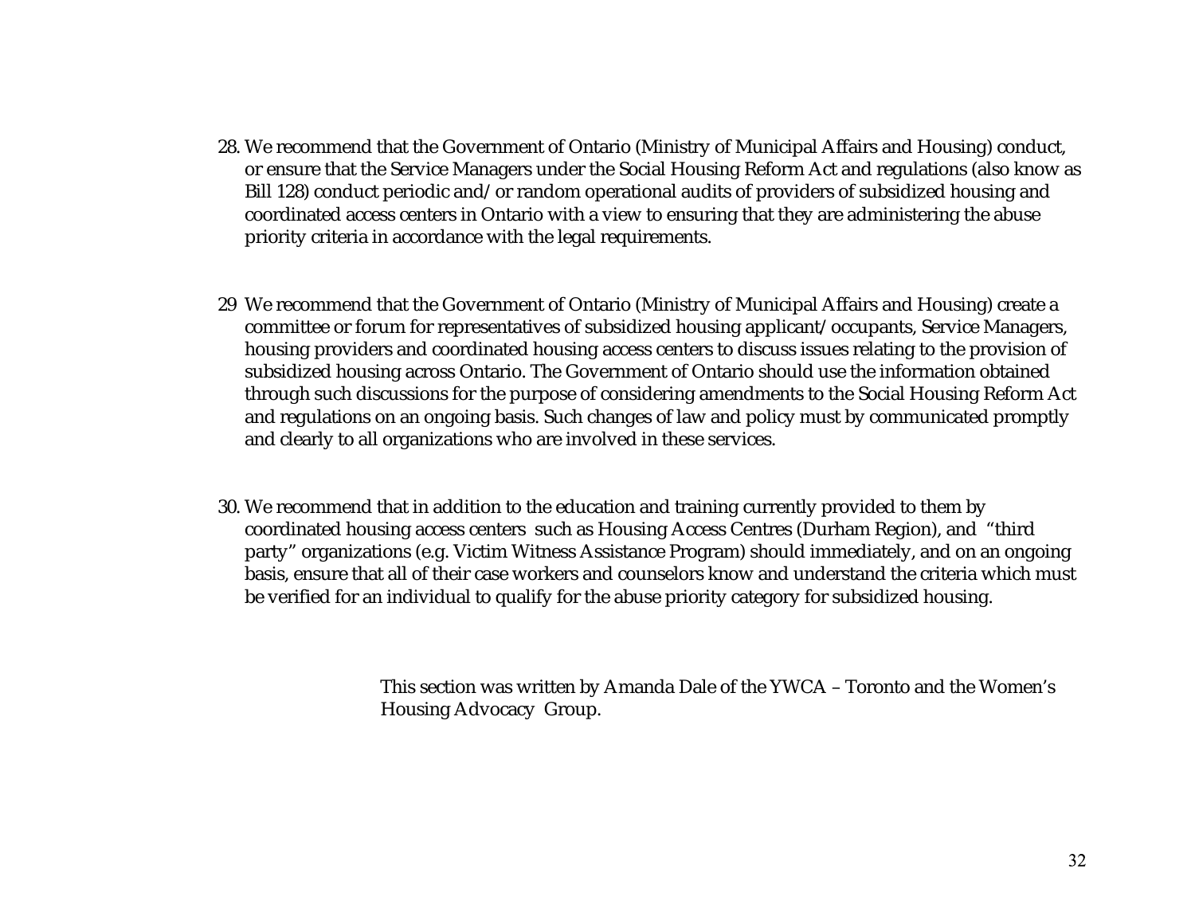28. We recommend that the Government of Ontario (Ministry of Municipal Affairs and Housing) conduct, or ensure that the Service Managers under the Social Housing Reform Act and regulations (also know as Bill 128) conduct periodic and/or random operational audits of providers of subsidized housing and coordinated access centers in Ontario with a view to ensuring that they are administering the abuse priority criteria in accordance with the legal requirements.

29 We recommend that the Government of Ontario (Ministry of Municipal Affairs and Housing) create a committee or forum for representatives of subsidized housing applicant/occupants, Service Managers, housing providers and coordinated housing access centers to discuss issues relating to the provision of subsidized housing across Ontario. The Government of Ontario should use the information obtained through such discussions for the purpose of considering amendments to the Social Housing Reform Act and regulations on an ongoing basis. Such changes of law and policy must by communicated promptly and clearly to all organizations who are involved in these services.

30. We recommend that in addition to the education and training currently provided to them by coordinated housing access centers such as Housing Access Centres (Durham Region), and "third party" organizations (e.g. Victim Witness Assistance Program) should immediately, and on an ongoing basis, ensure that all of their case workers and counselors know and understand the criteria which must be verified for an individual to qualify for the abuse priority category for subsidized housing.

This section was written by Amanda Dale of the YWCA – Toronto and the Women's Housing Advocacy Group.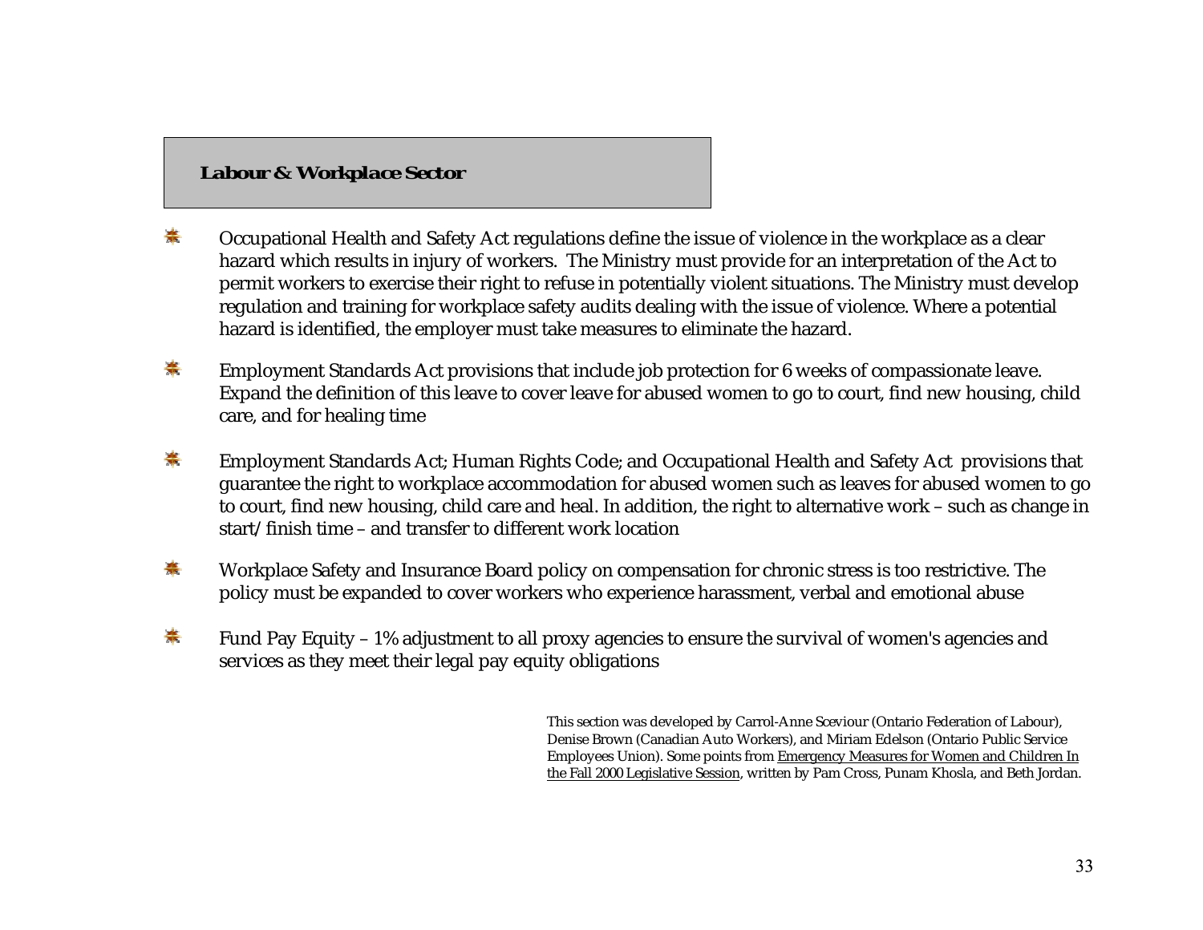## Labour & Workplace Sector

- Occupational Health and Safety Act regulations define the issue of violence in the workplace as a clear hazard which results in injury of workers. The Ministry must provide for an interpretation of the Act to permit workers to exercise their right to refuse in potentially violent situations. The Ministry must develop regulation and training for workplace safety audits dealing with the issue of violence. Where a potential hazard is identified, the employer must take measures to eliminate the hazard.

- Employment Standards Act provisions that include job protection for 6 weeks of compassionate leave. Expand the definition of this leave to cover leave for abused women to go to court, find new housing, child care, and for healing time

- Employment Standards Act; Human Rights Code; and Occupational Health and Safety Act provisions that guarantee the right to workplace accommodation for abused women such as leaves for abused women to go to court, find new housing, child care and heal. In addition, the right to alternative work – such as change in start/finish time – and transfer to different work location

- Workplace Safety and Insurance Board policy on compensation for chronic stress is too restrictive. The policy must be expanded to cover workers who experience harassment, verbal and emotional abuse

- Fund Pay Equity – 1% adjustment to all proxy agencies to ensure the survival of women's agencies and services as they meet their legal pay equity obligations

This section was developed by Carrol-Anne Sceviour (Ontario Federation of Labour), Denise Brown (Canadian Auto Workers), and Miriam Edelson (Ontario Public Service Employees Union). Some points from Emergency Measures for Women and Children In the Fall 2000 Legislative Session, written by Pam Cross, Punam Khosla, and Beth Jordan.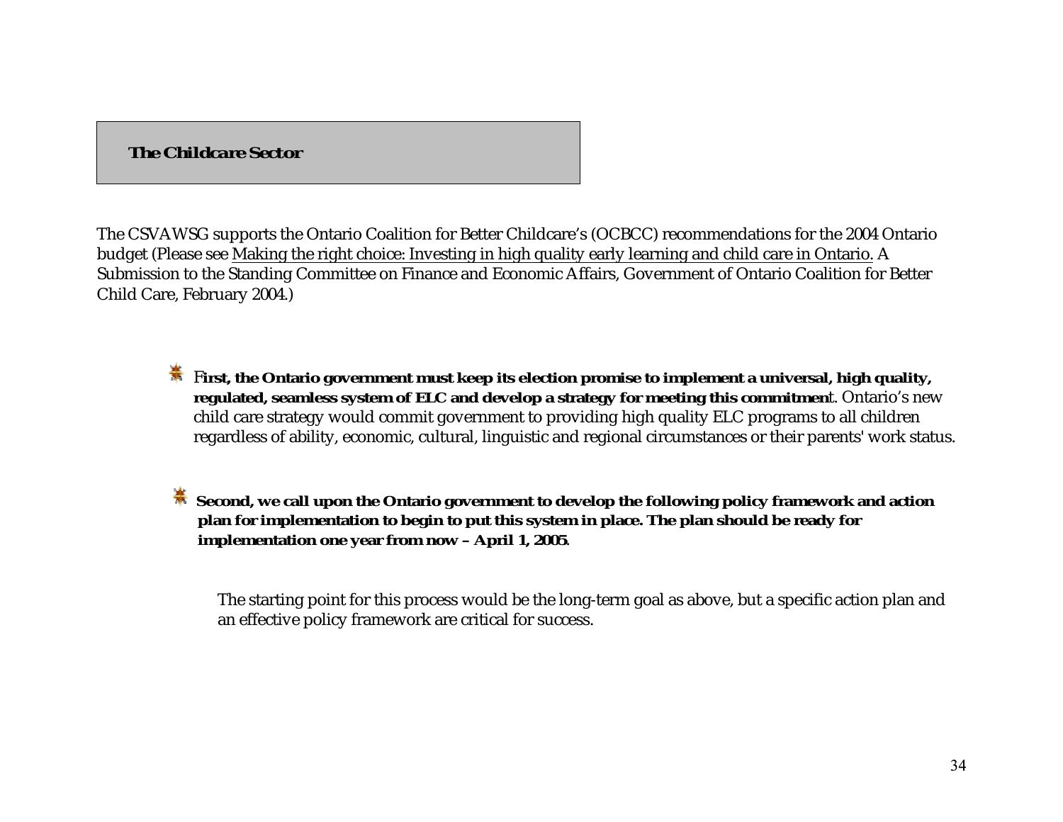## The Childcare Sector

The CSVAWSG supports the Ontario Coalition for Better Childcare's (OCBCC) recommendations for the 2004 Ontario budget (Please see Making the right choice: Investing in high quality early learning and child care in Ontario. A Submission to the Standing Committee on Finance and Economic Affairs, Government of Ontario Coalition for Better Child Care, February 2004.)

- **First, the Ontario government must keep its election promise to implement a universal, high quality, regulated, seamless system of ELC and develop a strategy for meeting this commitmen**t. Ontario's new child care strategy would commit government to providing high quality ELC programs to all children regardless of ability, economic, cultural, linguistic and regional circumstances or their parents' work status.

- **Second, we call upon the Ontario government to develop the following policy framework and action plan for implementation to begin to put this system in place. The plan should be ready for implementation one year from now – April 1, 2005**.

  The starting point for this process would be the long-term goal as above, but a specific action plan and an effective policy framework are critical for success.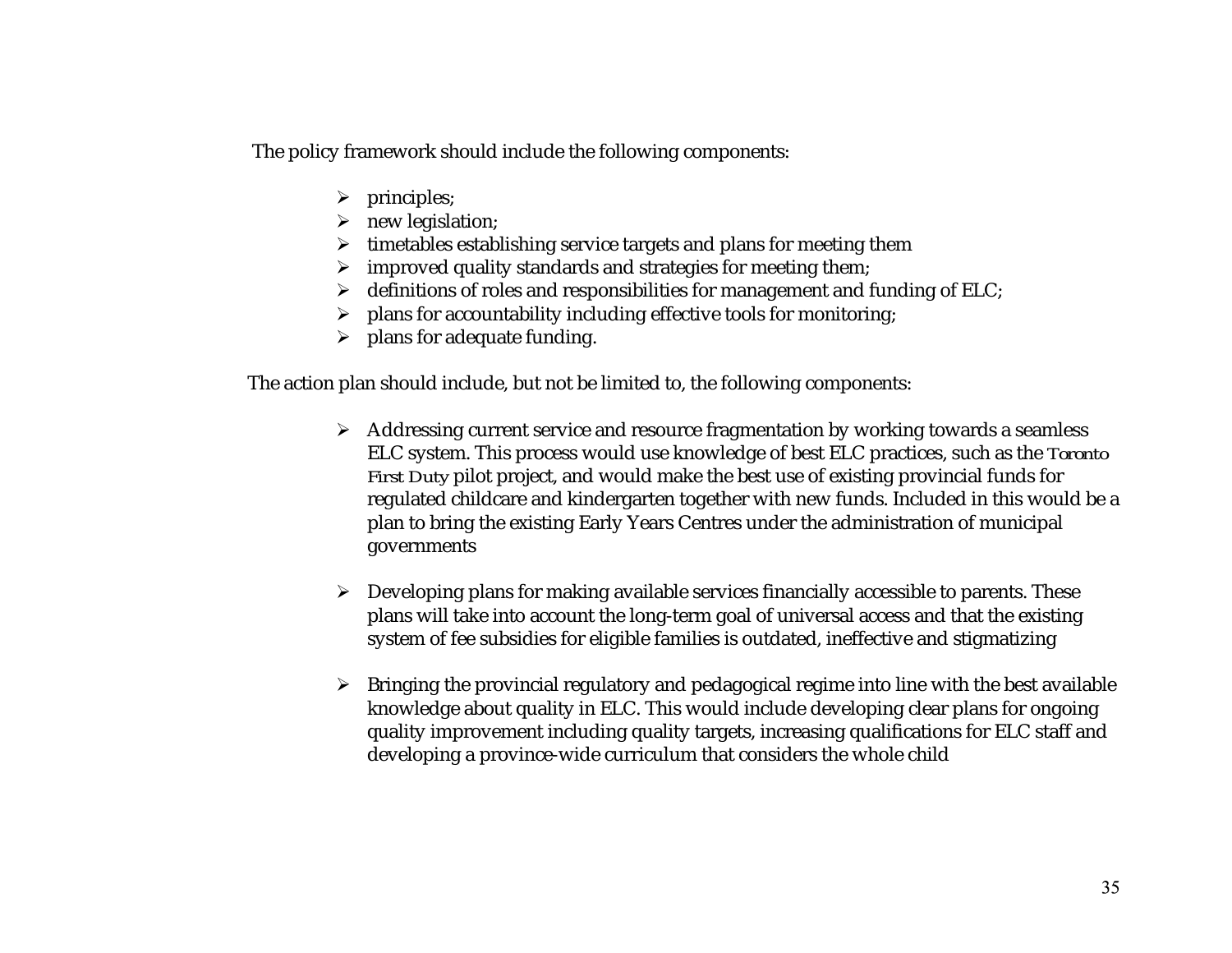The policy framework should include the following components:

- principles;
- new legislation;
- timetables establishing service targets and plans for meeting them
- improved quality standards and strategies for meeting them;
- definitions of roles and responsibilities for management and funding of ELC;
- plans for accountability including effective tools for monitoring;
- plans for adequate funding.

The action plan should include, but not be limited to, the following components:

- Addressing current service and resource fragmentation by working towards a seamless ELC system. This process would use knowledge of best ELC practices, such as the Toronto First Duty pilot project, and would make the best use of existing provincial funds for regulated childcare and kindergarten together with new funds. Included in this would be a plan to bring the existing Early Years Centres under the administration of municipal governments

- Developing plans for making available services financially accessible to parents. These plans will take into account the long-term goal of universal access and that the existing system of fee subsidies for eligible families is outdated, ineffective and stigmatizing

- Bringing the provincial regulatory and pedagogical regime into line with the best available knowledge about quality in ELC. This would include developing clear plans for ongoing quality improvement including quality targets, increasing qualifications for ELC staff and developing a province-wide curriculum that considers the whole child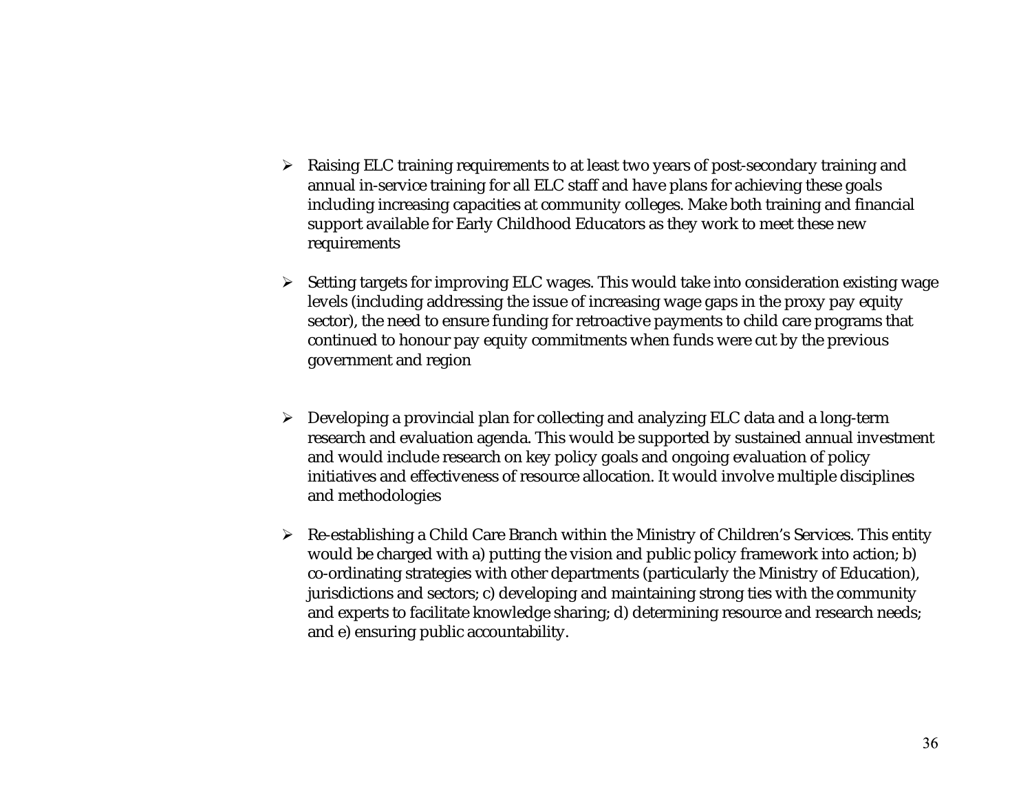- Raising ELC training requirements to at least two years of post-secondary training and annual in-service training for all ELC staff and have plans for achieving these goals including increasing capacities at community colleges. Make both training and financial support available for Early Childhood Educators as they work to meet these new requirements

- Setting targets for improving ELC wages. This would take into consideration existing wage levels (including addressing the issue of increasing wage gaps in the proxy pay equity sector), the need to ensure funding for retroactive payments to child care programs that continued to honour pay equity commitments when funds were cut by the previous government and region

- Developing a provincial plan for collecting and analyzing ELC data and a long-term research and evaluation agenda. This would be supported by sustained annual investment and would include research on key policy goals and ongoing evaluation of policy initiatives and effectiveness of resource allocation. It would involve multiple disciplines and methodologies

- Re-establishing a Child Care Branch within the Ministry of Children's Services. This entity would be charged with a) putting the vision and public policy framework into action; b) co-ordinating strategies with other departments (particularly the Ministry of Education), jurisdictions and sectors; c) developing and maintaining strong ties with the community and experts to facilitate knowledge sharing; d) determining resource and research needs; and e) ensuring public accountability.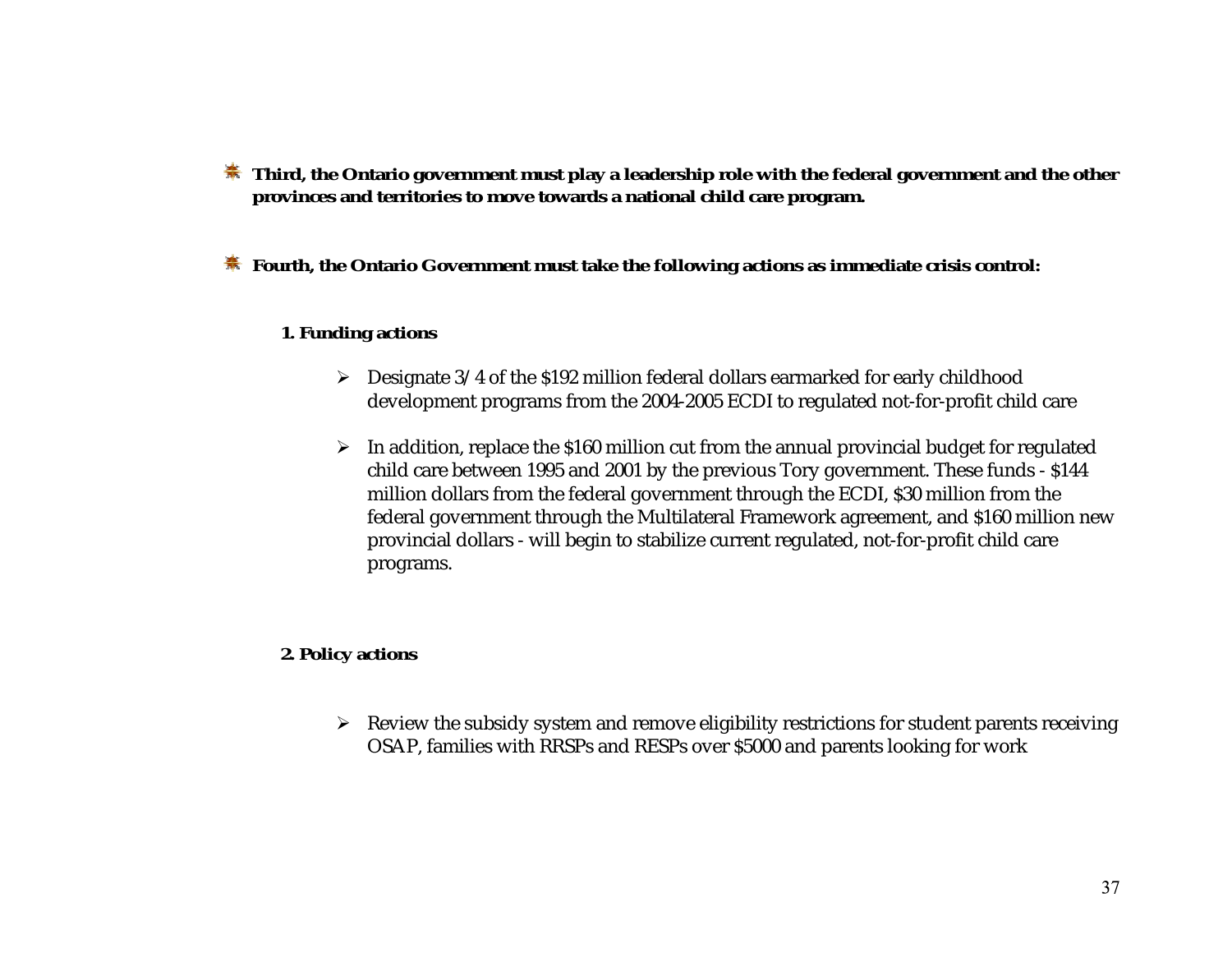- **Third, the Ontario government must play a leadership role with the federal government and the other provinces and territories to move towards a national child care program.**

- **Fourth, the Ontario Government must take the following actions as immediate crisis control:**

**1. Funding actions**

- Designate 3/4 of the $192 million federal dollars earmarked for early childhood development programs from the 2004-2005 ECDI to regulated not-for-profit child care

- In addition, replace the $160 million cut from the annual provincial budget for regulated child care between 1995 and 2001 by the previous Tory government. These funds - $144 million dollars from the federal government through the ECDI, $30 million from the federal government through the Multilateral Framework agreement, and $160 million new provincial dollars - will begin to stabilize current regulated, not-for-profit child care programs.

**2. Policy actions**

- Review the subsidy system and remove eligibility restrictions for student parents receiving OSAP, families with RRSPs and RESPs over $5000 and parents looking for work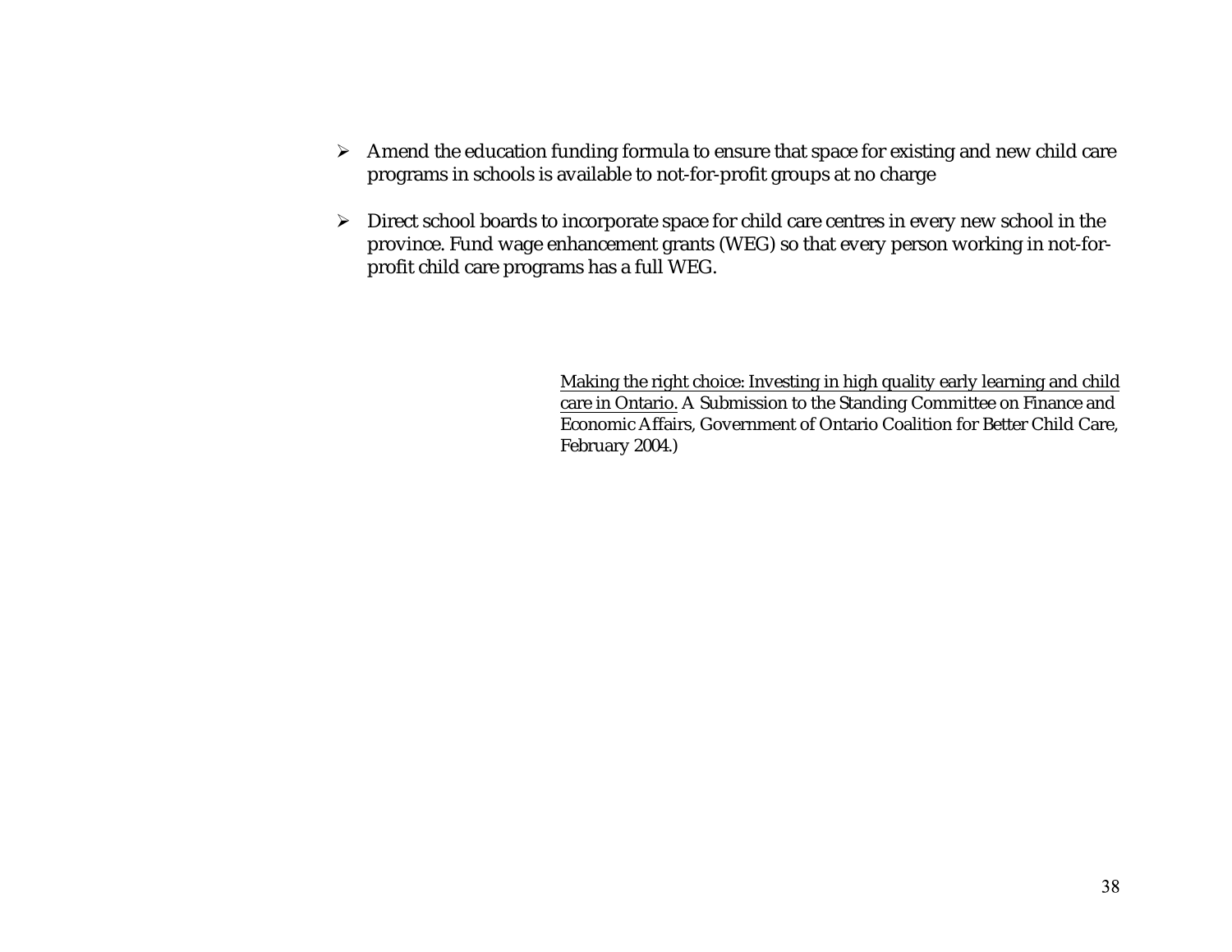- Amend the education funding formula to ensure that space for existing and new child care programs in schools is available to not-for-profit groups at no charge

- Direct school boards to incorporate space for child care centres in every new school in the province. Fund wage enhancement grants (WEG) so that every person working in not-for-profit child care programs has a full WEG.

<u>Making the right choice: Investing in high quality early learning and child care in Ontario.</u> A Submission to the Standing Committee on Finance and Economic Affairs, Government of Ontario Coalition for Better Child Care, February 2004.)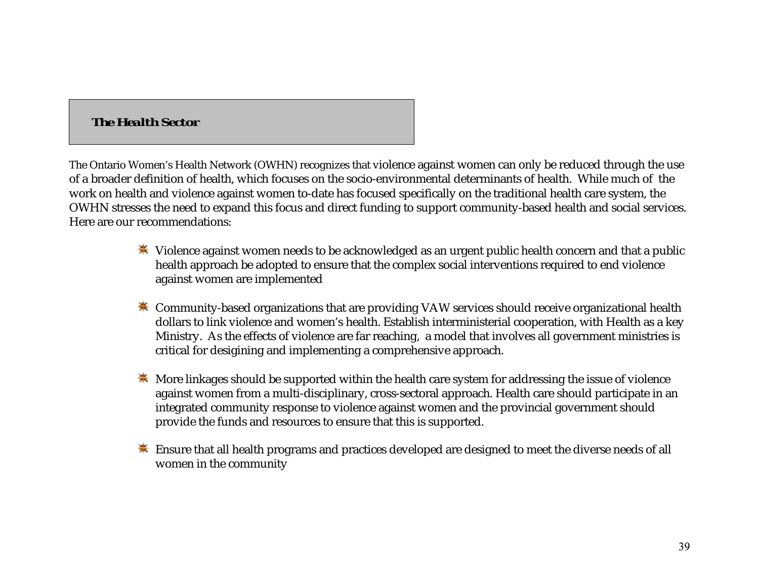## ***The Health Sector***

The Ontario Women's Health Network (OWHN) recognizes that violence against women can only be reduced through the use of a broader definition of health, which focuses on the socio-environmental determinants of health. While much of the work on health and violence against women to-date has focused specifically on the traditional health care system, the OWHN stresses the need to expand this focus and direct funding to support community-based health and social services. Here are our recommendations:

- Violence against women needs to be acknowledged as an urgent public health concern and that a public health approach be adopted to ensure that the complex social interventions required to end violence against women are implemented

- Community-based organizations that are providing VAW services should receive organizational health dollars to link violence and women's health. Establish interministerial cooperation, with Health as a key Ministry. As the effects of violence are far reaching, a model that involves all government ministries is critical for desigining and implementing a comprehensive approach.

- More linkages should be supported within the health care system for addressing the issue of violence against women from a multi-disciplinary, cross-sectoral approach. Health care should participate in an integrated community response to violence against women and the provincial government should provide the funds and resources to ensure that this is supported.

- Ensure that all health programs and practices developed are designed to meet the diverse needs of all women in the community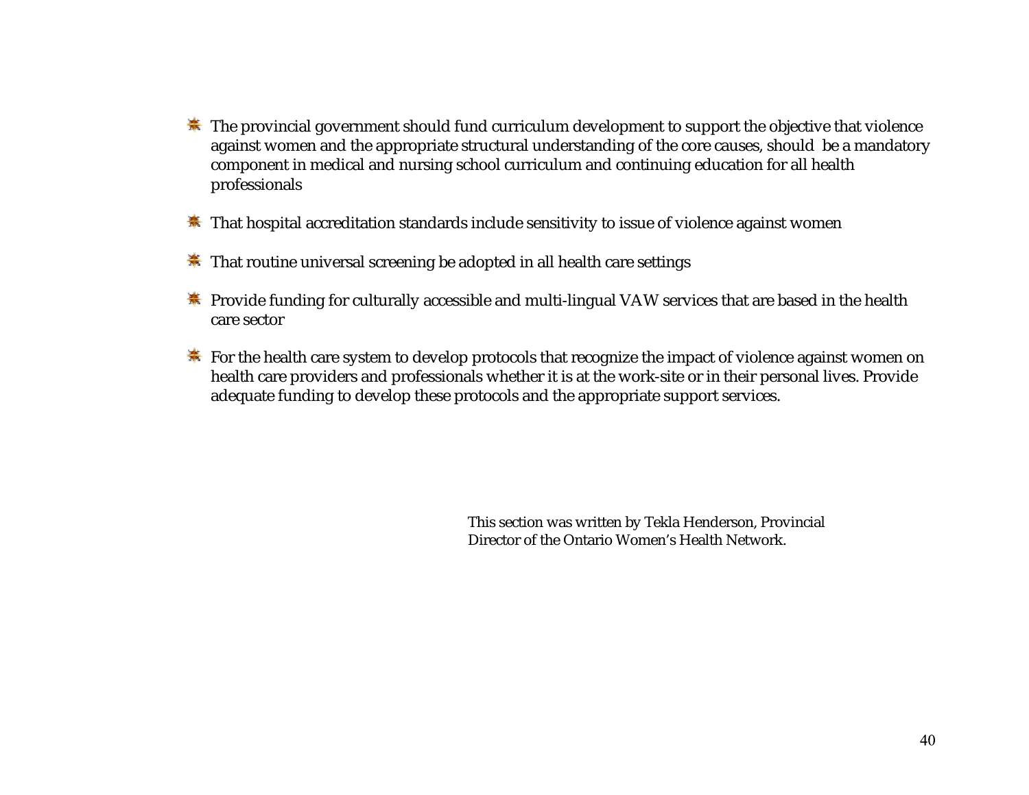- The provincial government should fund curriculum development to support the objective that violence against women and the appropriate structural understanding of the core causes, should be a mandatory component in medical and nursing school curriculum and continuing education for all health professionals

- That hospital accreditation standards include sensitivity to issue of violence against women

- That routine universal screening be adopted in all health care settings

- Provide funding for culturally accessible and multi-lingual VAW services that are based in the health care sector

- For the health care system to develop protocols that recognize the impact of violence against women on health care providers and professionals whether it is at the work-site or in their personal lives. Provide adequate funding to develop these protocols and the appropriate support services.

This section was written by Tekla Henderson, Provincial Director of the Ontario Women's Health Network.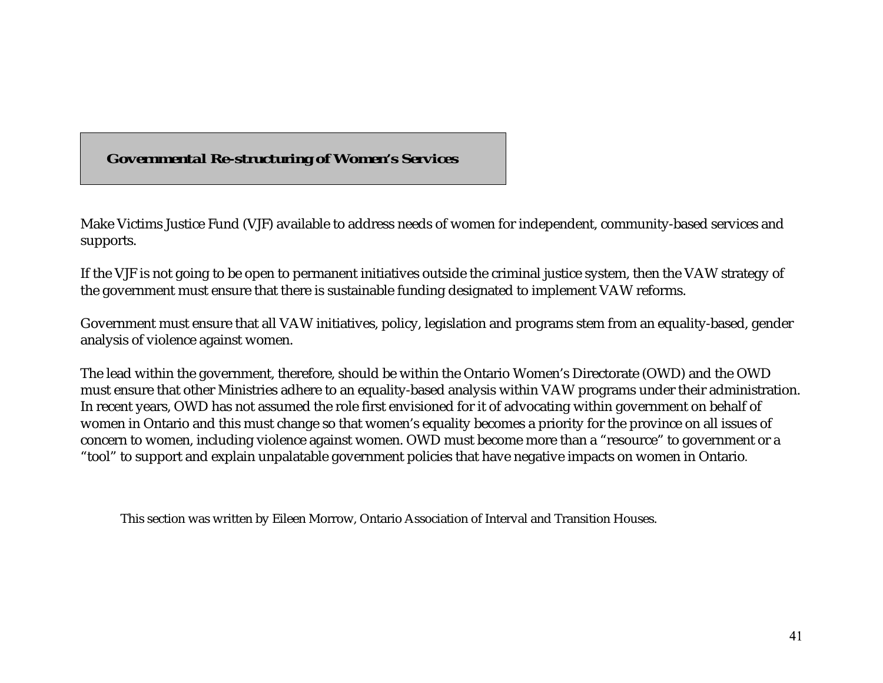## Governmental Re-structuring of Women's Services

Make Victims Justice Fund (VJF) available to address needs of women for independent, community-based services and supports.

If the VJF is not going to be open to permanent initiatives outside the criminal justice system, then the VAW strategy of the government must ensure that there is sustainable funding designated to implement VAW reforms.

Government must ensure that all VAW initiatives, policy, legislation and programs stem from an equality-based, gender analysis of violence against women.

The lead within the government, therefore, should be within the Ontario Women's Directorate (OWD) and the OWD must ensure that other Ministries adhere to an equality-based analysis within VAW programs under their administration. In recent years, OWD has not assumed the role first envisioned for it of advocating within government on behalf of women in Ontario and this must change so that women's equality becomes a priority for the province on all issues of concern to women, including violence against women. OWD must become more than a "resource" to government or a "tool" to support and explain unpalatable government policies that have negative impacts on women in Ontario.

This section was written by Eileen Morrow, Ontario Association of Interval and Transition Houses.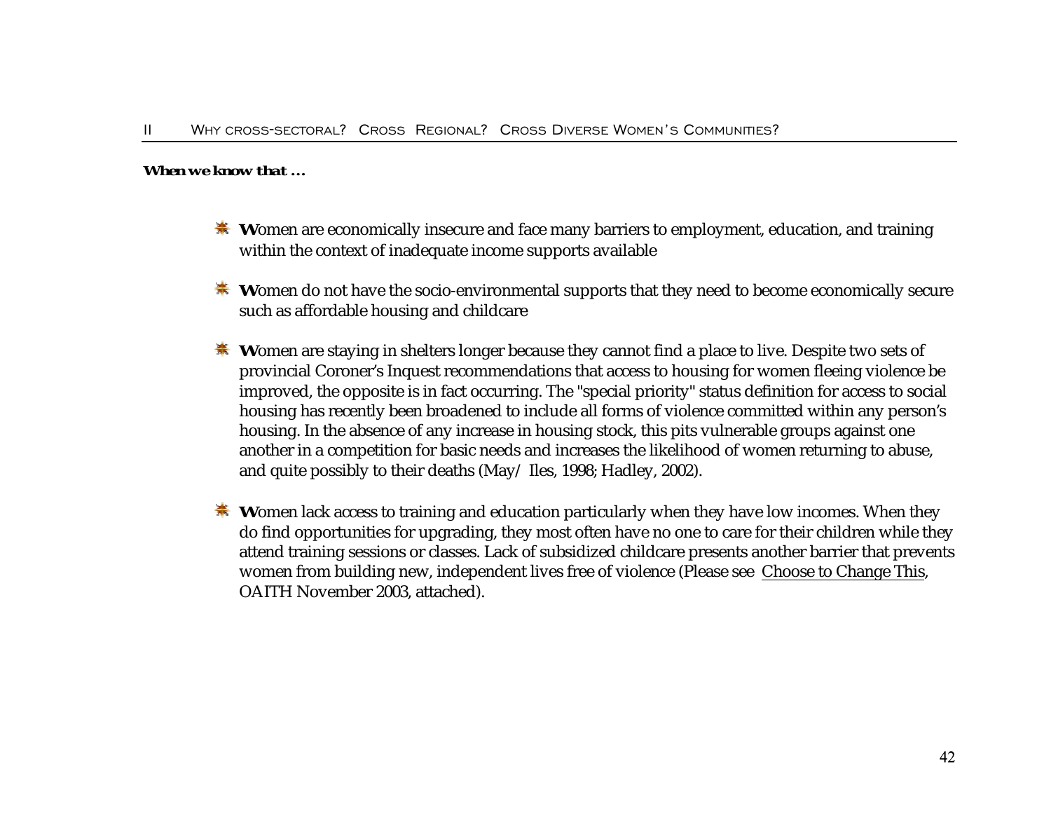## II Why cross-sectoral? Cross Regional? Cross Diverse Women's Communities?

***When we know that …***

- **W**omen are economically insecure and face many barriers to employment, education, and training within the context of inadequate income supports available

- **W**omen do not have the socio-environmental supports that they need to become economically secure such as affordable housing and childcare

- **W**omen are staying in shelters longer because they cannot find a place to live. Despite two sets of provincial Coroner's Inquest recommendations that access to housing for women fleeing violence be improved, the opposite is in fact occurring. The "special priority" status definition for access to social housing has recently been broadened to include all forms of violence committed within any person's housing. In the absence of any increase in housing stock, this pits vulnerable groups against one another in a competition for basic needs and increases the likelihood of women returning to abuse, and quite possibly to their deaths (May/ Iles, 1998; Hadley, 2002).

- **W**omen lack access to training and education particularly when they have low incomes. When they do find opportunities for upgrading, they most often have no one to care for their children while they attend training sessions or classes. Lack of subsidized childcare presents another barrier that prevents women from building new, independent lives free of violence (Please see <u>Choose to Change This</u>, OAITH November 2003, attached).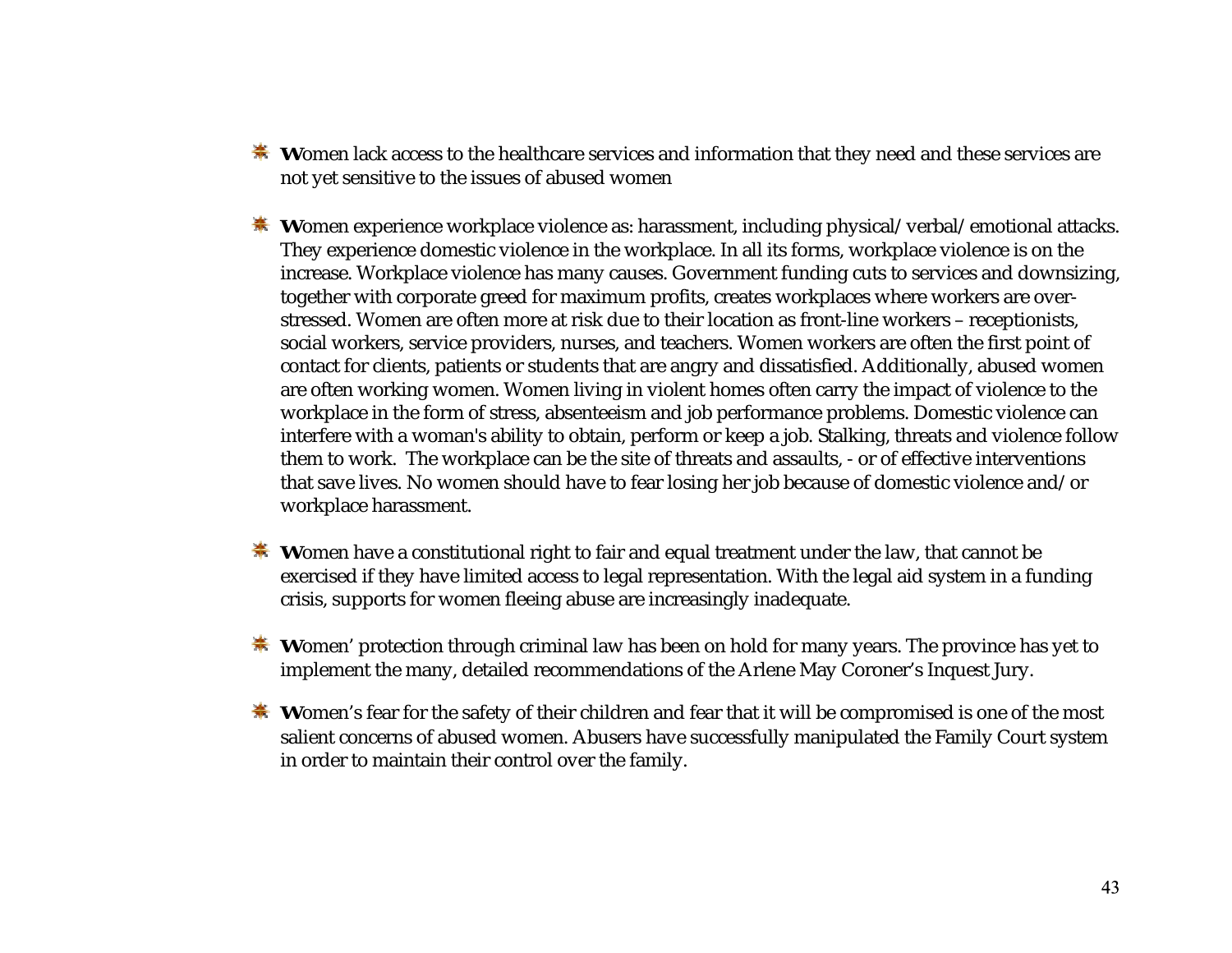- **W**omen lack access to the healthcare services and information that they need and these services are not yet sensitive to the issues of abused women

- **W**omen experience workplace violence as: harassment, including physical/verbal/emotional attacks. They experience domestic violence in the workplace. In all its forms, workplace violence is on the increase. Workplace violence has many causes. Government funding cuts to services and downsizing, together with corporate greed for maximum profits, creates workplaces where workers are over-stressed. Women are often more at risk due to their location as front-line workers – receptionists, social workers, service providers, nurses, and teachers. Women workers are often the first point of contact for clients, patients or students that are angry and dissatisfied. Additionally, abused women are often working women. Women living in violent homes often carry the impact of violence to the workplace in the form of stress, absenteeism and job performance problems. Domestic violence can interfere with a woman's ability to obtain, perform or keep a job. Stalking, threats and violence follow them to work. The workplace can be the site of threats and assaults, - or of effective interventions that save lives. No women should have to fear losing her job because of domestic violence and/or workplace harassment.

- **W**omen have a constitutional right to fair and equal treatment under the law, that cannot be exercised if they have limited access to legal representation. With the legal aid system in a funding crisis, supports for women fleeing abuse are increasingly inadequate.

- **W**omen' protection through criminal law has been on hold for many years. The province has yet to implement the many, detailed recommendations of the Arlene May Coroner's Inquest Jury.

- **W**omen's fear for the safety of their children and fear that it will be compromised is one of the most salient concerns of abused women. Abusers have successfully manipulated the Family Court system in order to maintain their control over the family.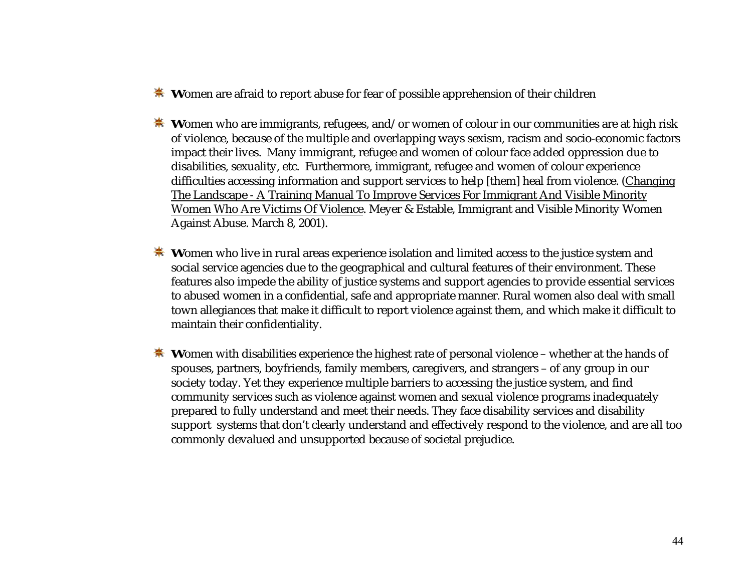- **W**omen are afraid to report abuse for fear of possible apprehension of their children

- **W**omen who are immigrants, refugees, and/or women of colour in our communities are at high risk of violence, because of the multiple and overlapping ways sexism, racism and socio-economic factors impact their lives. Many immigrant, refugee and women of colour face added oppression due to disabilities, sexuality, etc. Furthermore, immigrant, refugee and women of colour experience difficulties accessing information and support services to help [them] heal from violence. (<u>Changing The Landscape - A Training Manual To Improve Services For Immigrant And Visible Minority Women Who Are Victims Of Violence</u>. Meyer & Estable, Immigrant and Visible Minority Women Against Abuse. March 8, 2001).

- **W**omen who live in rural areas experience isolation and limited access to the justice system and social service agencies due to the geographical and cultural features of their environment. These features also impede the ability of justice systems and support agencies to provide essential services to abused women in a confidential, safe and appropriate manner. Rural women also deal with small town allegiances that make it difficult to report violence against them, and which make it difficult to maintain their confidentiality.

- **W**omen with disabilities experience the highest rate of personal violence – whether at the hands of spouses, partners, boyfriends, family members, caregivers, and strangers – of any group in our society today. Yet they experience multiple barriers to accessing the justice system, and find community services such as violence against women and sexual violence programs inadequately prepared to fully understand and meet their needs. They face disability services and disability support systems that don't clearly understand and effectively respond to the violence, and are all too commonly devalued and unsupported because of societal prejudice.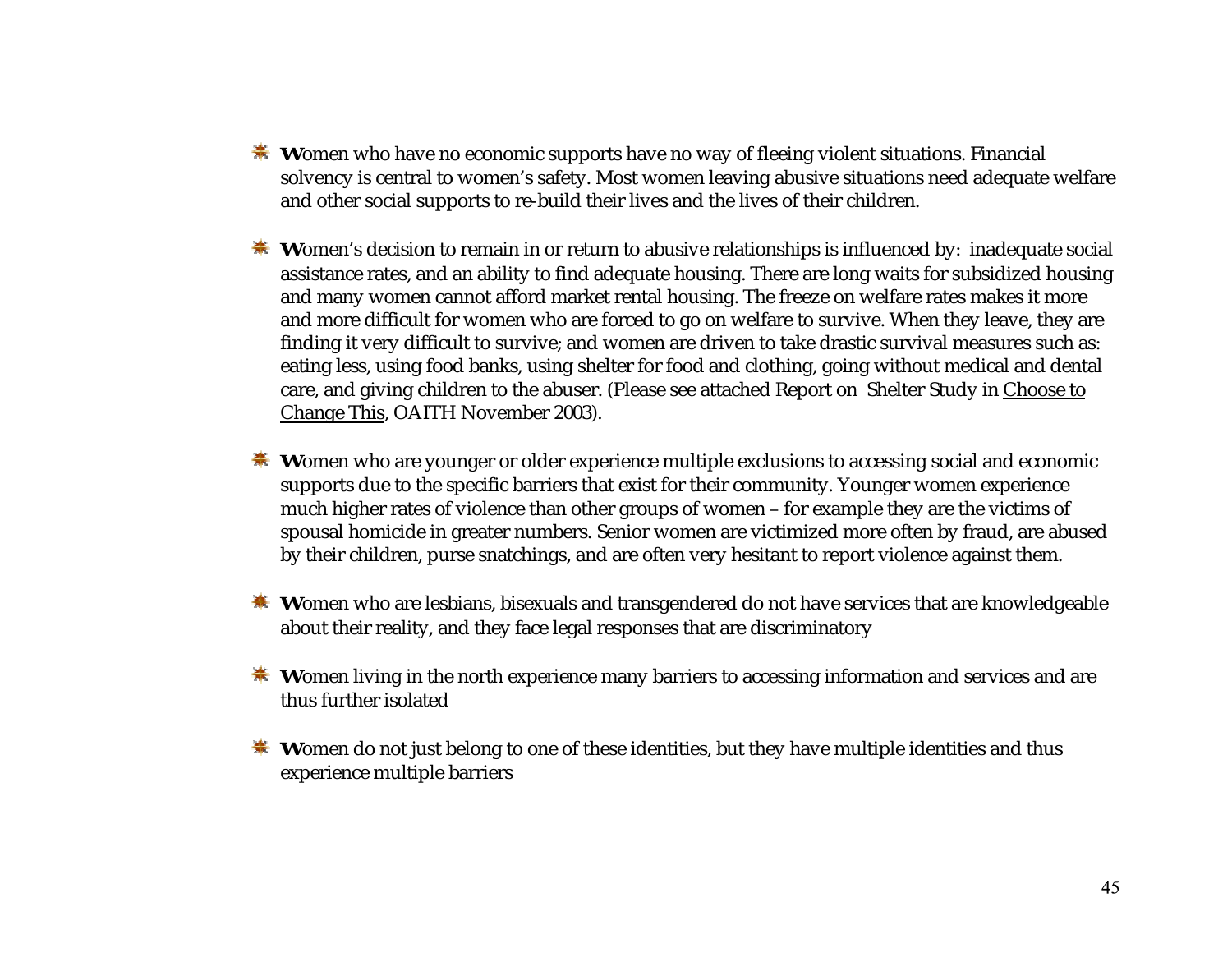- **W**omen who have no economic supports have no way of fleeing violent situations. Financial solvency is central to women's safety. Most women leaving abusive situations need adequate welfare and other social supports to re-build their lives and the lives of their children.

- **W**omen's decision to remain in or return to abusive relationships is influenced by: inadequate social assistance rates, and an ability to find adequate housing. There are long waits for subsidized housing and many women cannot afford market rental housing. The freeze on welfare rates makes it more and more difficult for women who are forced to go on welfare to survive. When they leave, they are finding it very difficult to survive; and women are driven to take drastic survival measures such as: eating less, using food banks, using shelter for food and clothing, going without medical and dental care, and giving children to the abuser. (Please see attached Report on Shelter Study in Choose to Change This, OAITH November 2003).

- **W**omen who are younger or older experience multiple exclusions to accessing social and economic supports due to the specific barriers that exist for their community. Younger women experience much higher rates of violence than other groups of women – for example they are the victims of spousal homicide in greater numbers. Senior women are victimized more often by fraud, are abused by their children, purse snatchings, and are often very hesitant to report violence against them.

- **W**omen who are lesbians, bisexuals and transgendered do not have services that are knowledgeable about their reality, and they face legal responses that are discriminatory

- **W**omen living in the north experience many barriers to accessing information and services and are thus further isolated

- **W**omen do not just belong to one of these identities, but they have multiple identities and thus experience multiple barriers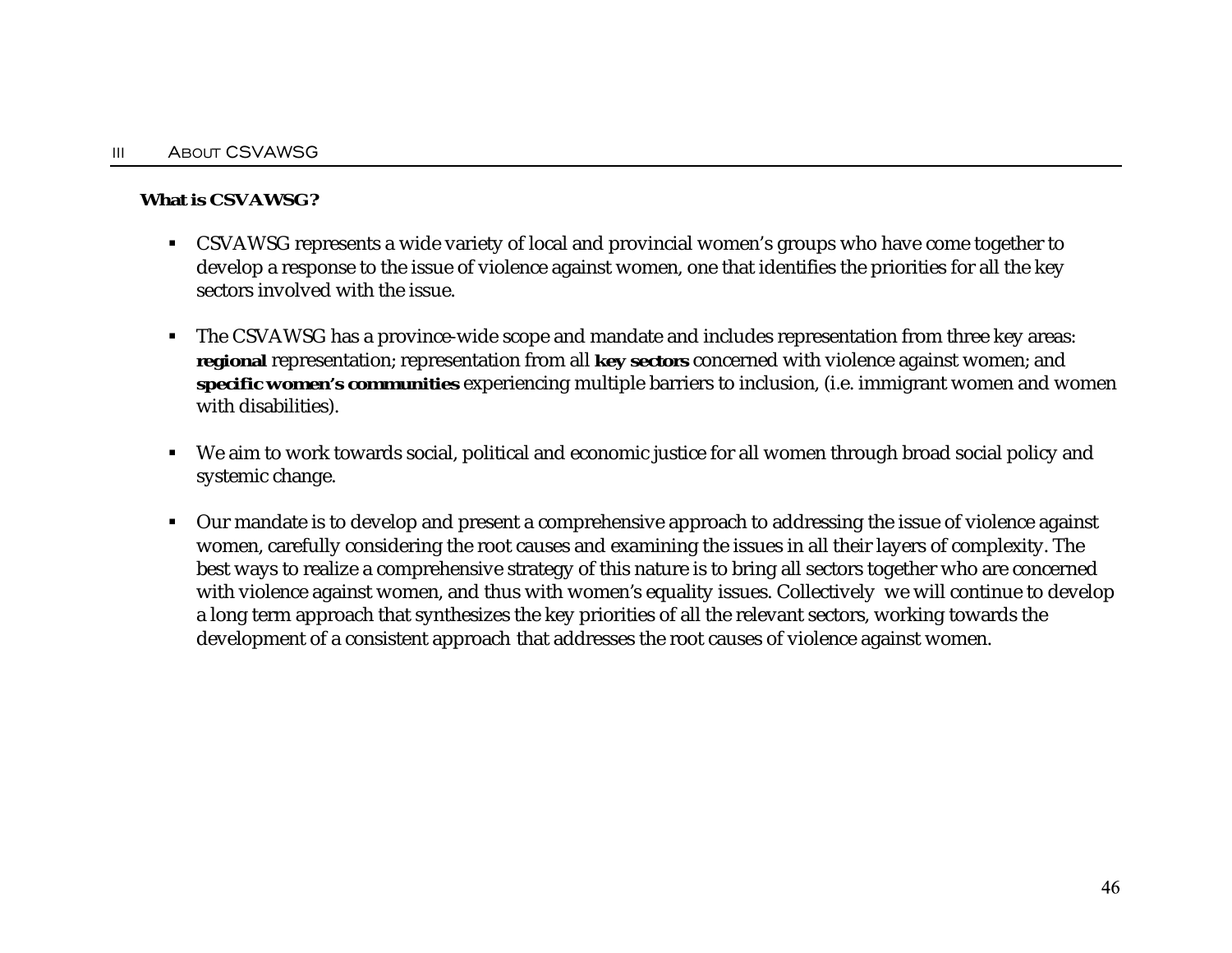## III About CSVAWSG

**What is CSVAWSG?**

- CSVAWSG represents a wide variety of local and provincial women's groups who have come together to develop a response to the issue of violence against women, one that identifies the priorities for all the key sectors involved with the issue.

- The CSVAWSG has a province-wide scope and mandate and includes representation from three key areas: **regional** representation; representation from all **key sectors** concerned with violence against women; and **specific women's communities** experiencing multiple barriers to inclusion, (i.e. immigrant women and women with disabilities).

- We aim to work towards social, political and economic justice for all women through broad social policy and systemic change.

- Our mandate is to develop and present a comprehensive approach to addressing the issue of violence against women, carefully considering the root causes and examining the issues in all their layers of complexity. The best ways to realize a comprehensive strategy of this nature is to bring all sectors together who are concerned with violence against women, and thus with women's equality issues. Collectively we will continue to develop a long term approach that synthesizes the key priorities of all the relevant sectors, working towards the development of a consistent approach that addresses the root causes of violence against women.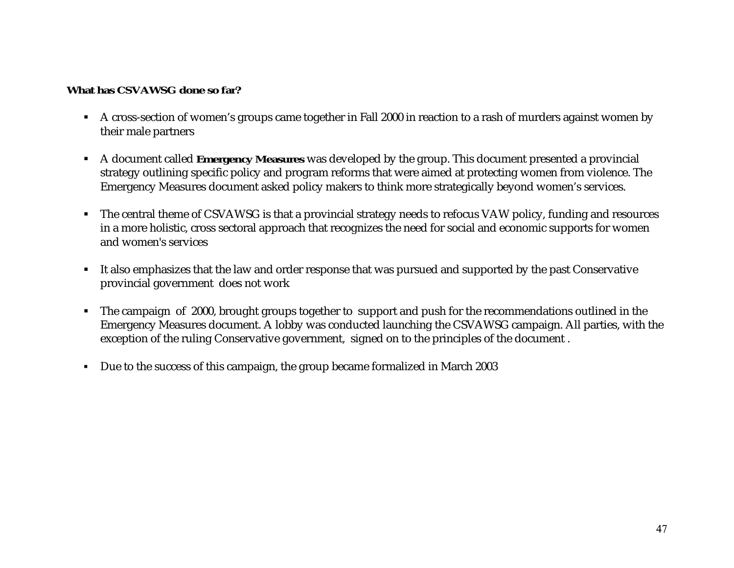**What has CSVAWSG done so far?**

- A cross-section of women's groups came together in Fall 2000 in reaction to a rash of murders against women by their male partners

- A document called **Emergency Measures** was developed by the group. This document presented a provincial strategy outlining specific policy and program reforms that were aimed at protecting women from violence. The Emergency Measures document asked policy makers to think more strategically beyond women's services.

- The central theme of CSVAWSG is that a provincial strategy needs to refocus VAW policy, funding and resources in a more holistic, cross sectoral approach that recognizes the need for social and economic supports for women and women's services

- It also emphasizes that the law and order response that was pursued and supported by the past Conservative provincial government does not work

- The campaign of 2000, brought groups together to support and push for the recommendations outlined in the Emergency Measures document. A lobby was conducted launching the CSVAWSG campaign. All parties, with the exception of the ruling Conservative government, signed on to the principles of the document .

- Due to the success of this campaign, the group became formalized in March 2003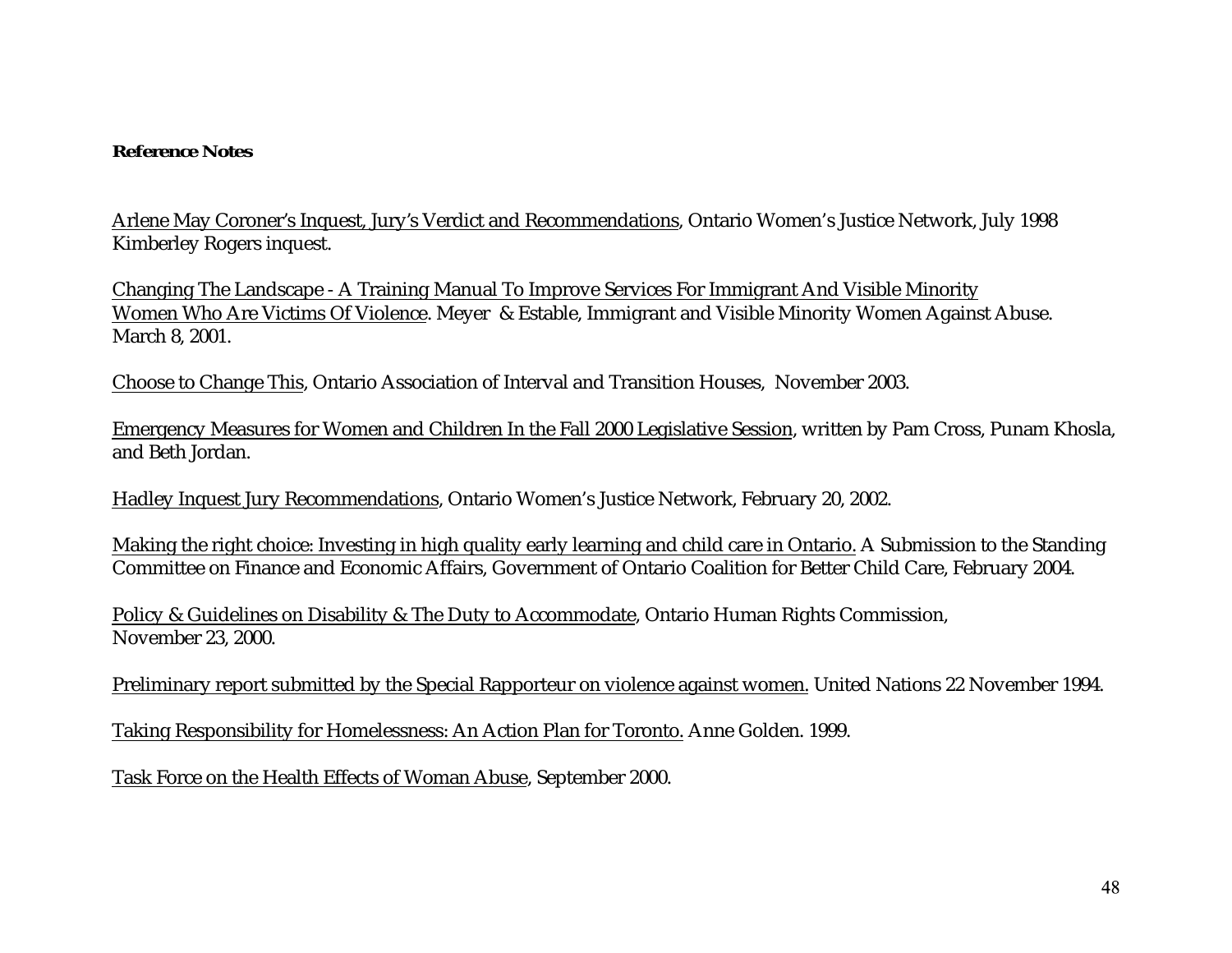**Reference Notes**

Arlene May Coroner's Inquest, Jury's Verdict and Recommendations, Ontario Women's Justice Network, July 1998 Kimberley Rogers inquest.

Changing The Landscape - A Training Manual To Improve Services For Immigrant And Visible Minority Women Who Are Victims Of Violence. Meyer & Estable, Immigrant and Visible Minority Women Against Abuse. March 8, 2001.

Choose to Change This, Ontario Association of Interval and Transition Houses, November 2003.

Emergency Measures for Women and Children In the Fall 2000 Legislative Session, written by Pam Cross, Punam Khosla, and Beth Jordan.

Hadley Inquest Jury Recommendations, Ontario Women's Justice Network, February 20, 2002.

Making the right choice: Investing in high quality early learning and child care in Ontario. A Submission to the Standing Committee on Finance and Economic Affairs, Government of Ontario Coalition for Better Child Care, February 2004.

Policy & Guidelines on Disability & The Duty to Accommodate, Ontario Human Rights Commission, November 23, 2000.

Preliminary report submitted by the Special Rapporteur on violence against women. United Nations 22 November 1994.

Taking Responsibility for Homelessness: An Action Plan for Toronto. Anne Golden. 1999.

Task Force on the Health Effects of Woman Abuse, September 2000.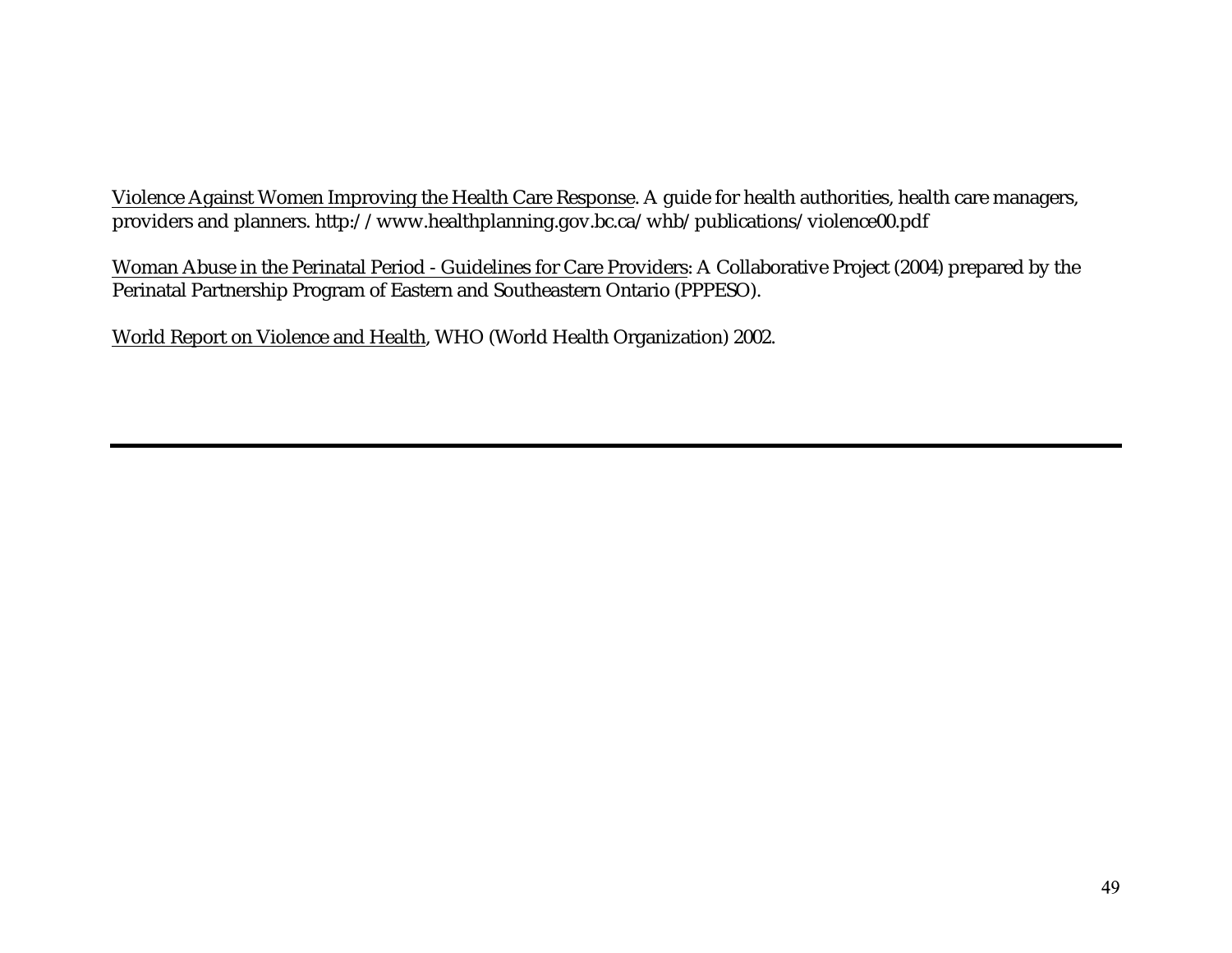Violence Against Women Improving the Health Care Response. A guide for health authorities, health care managers, providers and planners. http://www.healthplanning.gov.bc.ca/whb/publications/violence00.pdf

Woman Abuse in the Perinatal Period - Guidelines for Care Providers: A Collaborative Project (2004) prepared by the Perinatal Partnership Program of Eastern and Southeastern Ontario (PPPESO).

World Report on Violence and Health, WHO (World Health Organization) 2002.

---